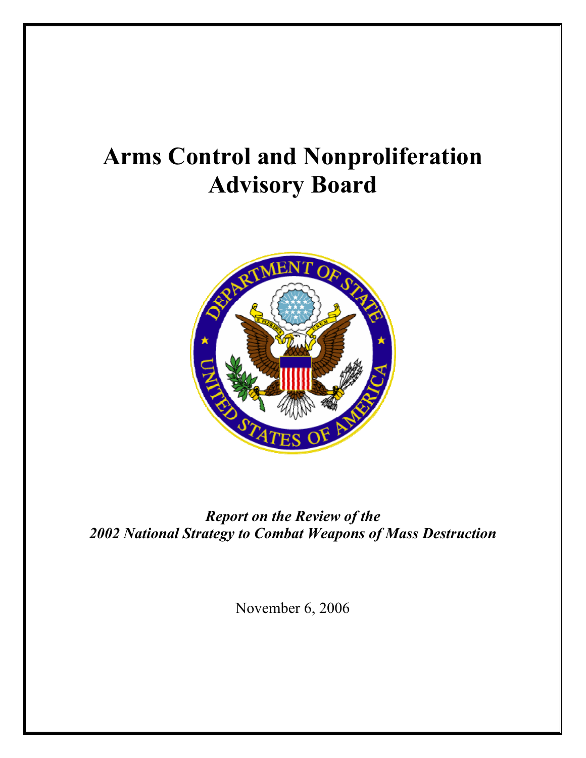# Arms Control and Nonproliferation Advisory Board

***Report on the Review of the 2002 National Strategy to Combat Weapons of Mass Destruction***

November 6, 2006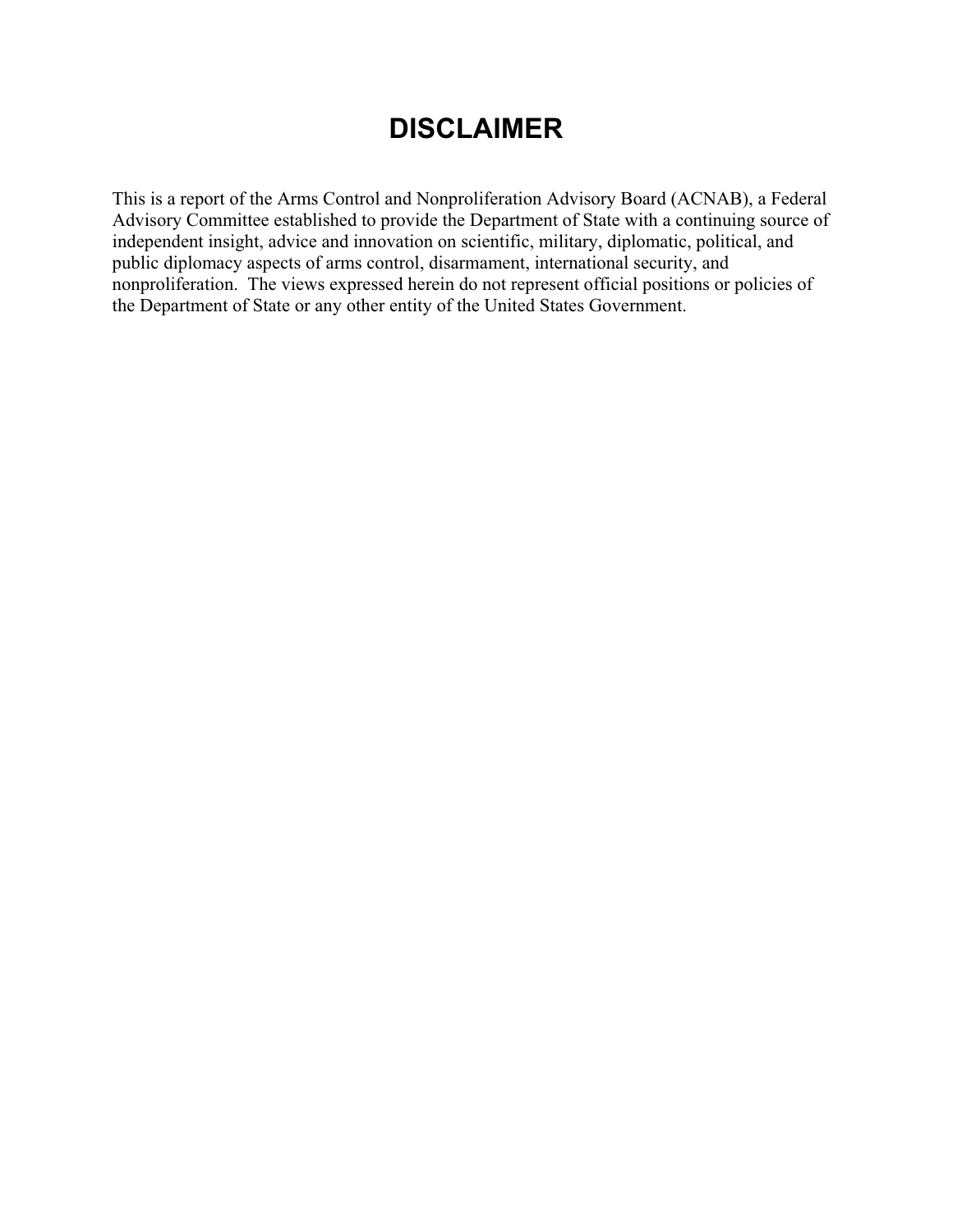# DISCLAIMER

This is a report of the Arms Control and Nonproliferation Advisory Board (ACNAB), a Federal Advisory Committee established to provide the Department of State with a continuing source of independent insight, advice and innovation on scientific, military, diplomatic, political, and public diplomacy aspects of arms control, disarmament, international security, and nonproliferation. The views expressed herein do not represent official positions or policies of the Department of State or any other entity of the United States Government.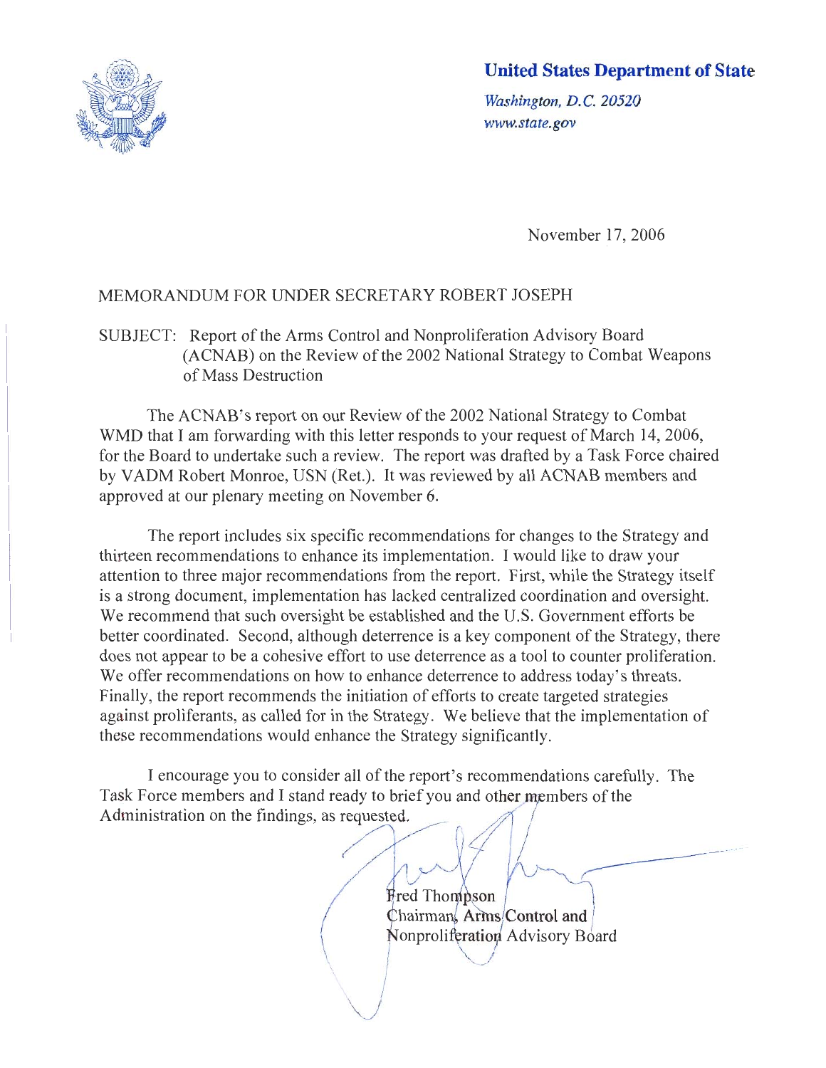**United States Department of State**

*Washington, D.C. 20520*
*www.state.gov*

November 17, 2006

MEMORANDUM FOR UNDER SECRETARY ROBERT JOSEPH

SUBJECT: Report of the Arms Control and Nonproliferation Advisory Board (ACNAB) on the Review of the 2002 National Strategy to Combat Weapons of Mass Destruction

The ACNAB's report on our Review of the 2002 National Strategy to Combat WMD that I am forwarding with this letter responds to your request of March 14, 2006, for the Board to undertake such a review. The report was drafted by a Task Force chaired by VADM Robert Monroe, USN (Ret.). It was reviewed by all ACNAB members and approved at our plenary meeting on November 6.

The report includes six specific recommendations for changes to the Strategy and thirteen recommendations to enhance its implementation. I would like to draw your attention to three major recommendations from the report. First, while the Strategy itself is a strong document, implementation has lacked centralized coordination and oversight. We recommend that such oversight be established and the U.S. Government efforts be better coordinated. Second, although deterrence is a key component of the Strategy, there does not appear to be a cohesive effort to use deterrence as a tool to counter proliferation. We offer recommendations on how to enhance deterrence to address today's threats. Finally, the report recommends the initiation of efforts to create targeted strategies against proliferants, as called for in the Strategy. We believe that the implementation of these recommendations would enhance the Strategy significantly.

I encourage you to consider all of the report's recommendations carefully. The Task Force members and I stand ready to brief you and other members of the Administration on the findings, as requested.

Fred Thompson
Chairman, Arms Control and Nonproliferation Advisory Board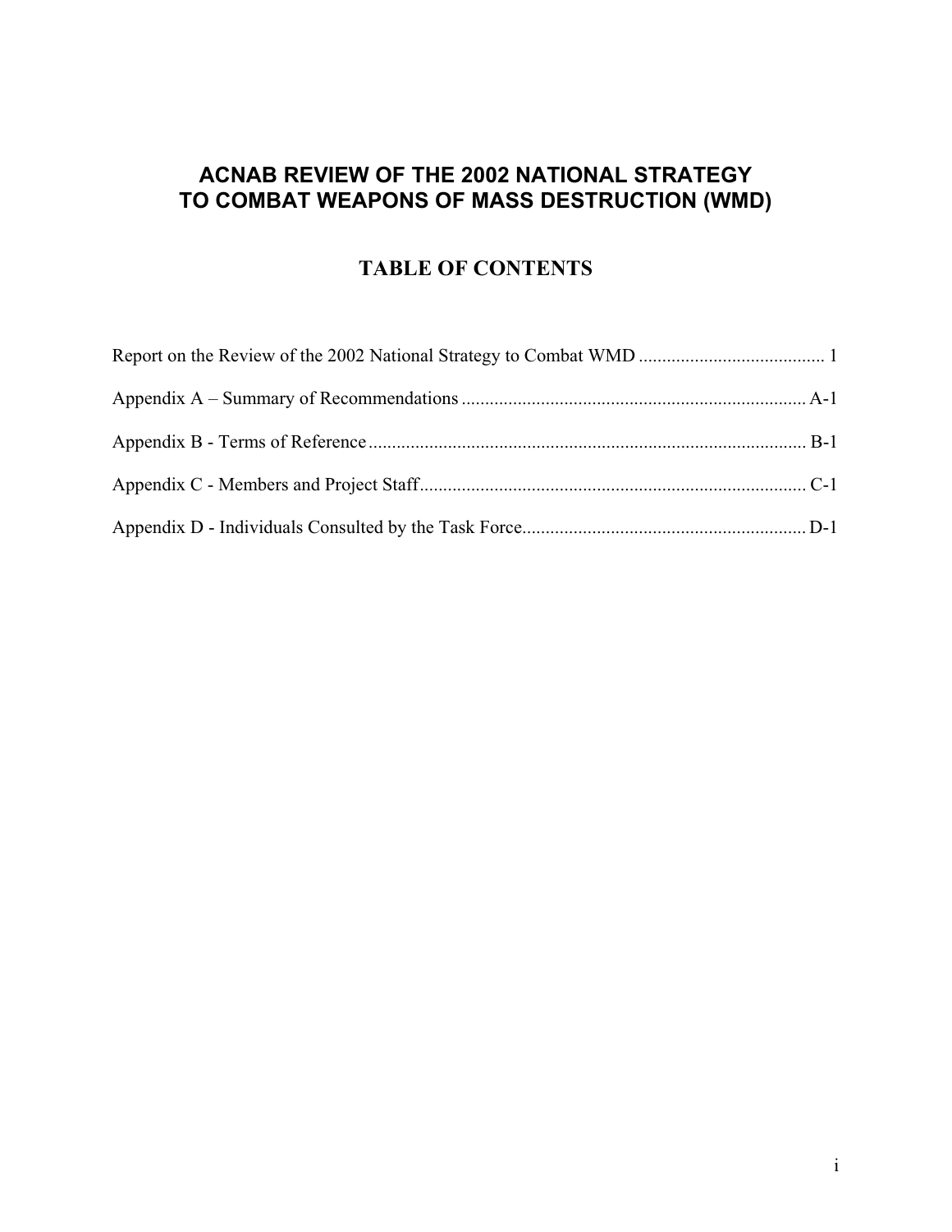# ACNAB REVIEW OF THE 2002 NATIONAL STRATEGY TO COMBAT WEAPONS OF MASS DESTRUCTION (WMD)

## TABLE OF CONTENTS

Report on the Review of the 2002 National Strategy to Combat WMD ........................................ 1

Appendix A – Summary of Recommendations ......................................................................... A-1

Appendix B - Terms of Reference ............................................................................................. B-1

Appendix C - Members and Project Staff.................................................................................. C-1

Appendix D - Individuals Consulted by the Task Force............................................................ D-1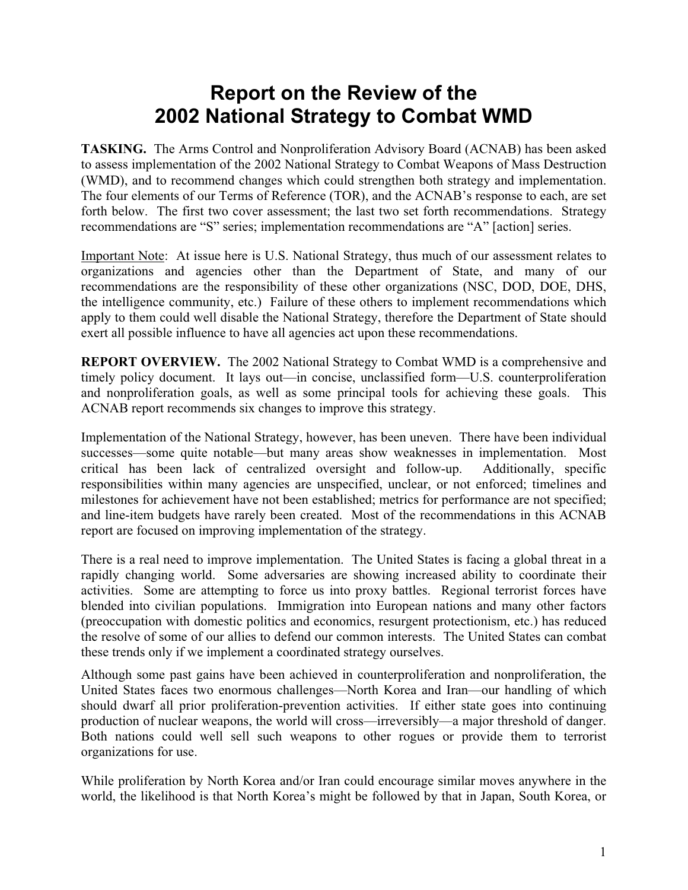# Report on the Review of the 2002 National Strategy to Combat WMD

**TASKING.** The Arms Control and Nonproliferation Advisory Board (ACNAB) has been asked to assess implementation of the 2002 National Strategy to Combat Weapons of Mass Destruction (WMD), and to recommend changes which could strengthen both strategy and implementation. The four elements of our Terms of Reference (TOR), and the ACNAB's response to each, are set forth below. The first two cover assessment; the last two set forth recommendations. Strategy recommendations are "S" series; implementation recommendations are "A" [action] series.

Important Note: At issue here is U.S. National Strategy, thus much of our assessment relates to organizations and agencies other than the Department of State, and many of our recommendations are the responsibility of these other organizations (NSC, DOD, DOE, DHS, the intelligence community, etc.) Failure of these others to implement recommendations which apply to them could well disable the National Strategy, therefore the Department of State should exert all possible influence to have all agencies act upon these recommendations.

**REPORT OVERVIEW.** The 2002 National Strategy to Combat WMD is a comprehensive and timely policy document. It lays out—in concise, unclassified form—U.S. counterproliferation and nonproliferation goals, as well as some principal tools for achieving these goals. This ACNAB report recommends six changes to improve this strategy.

Implementation of the National Strategy, however, has been uneven. There have been individual successes—some quite notable—but many areas show weaknesses in implementation. Most critical has been lack of centralized oversight and follow-up. Additionally, specific responsibilities within many agencies are unspecified, unclear, or not enforced; timelines and milestones for achievement have not been established; metrics for performance are not specified; and line-item budgets have rarely been created. Most of the recommendations in this ACNAB report are focused on improving implementation of the strategy.

There is a real need to improve implementation. The United States is facing a global threat in a rapidly changing world. Some adversaries are showing increased ability to coordinate their activities. Some are attempting to force us into proxy battles. Regional terrorist forces have blended into civilian populations. Immigration into European nations and many other factors (preoccupation with domestic politics and economics, resurgent protectionism, etc.) has reduced the resolve of some of our allies to defend our common interests. The United States can combat these trends only if we implement a coordinated strategy ourselves.

Although some past gains have been achieved in counterproliferation and nonproliferation, the United States faces two enormous challenges—North Korea and Iran—our handling of which should dwarf all prior proliferation-prevention activities. If either state goes into continuing production of nuclear weapons, the world will cross—irreversibly—a major threshold of danger. Both nations could well sell such weapons to other rogues or provide them to terrorist organizations for use.

While proliferation by North Korea and/or Iran could encourage similar moves anywhere in the world, the likelihood is that North Korea's might be followed by that in Japan, South Korea, or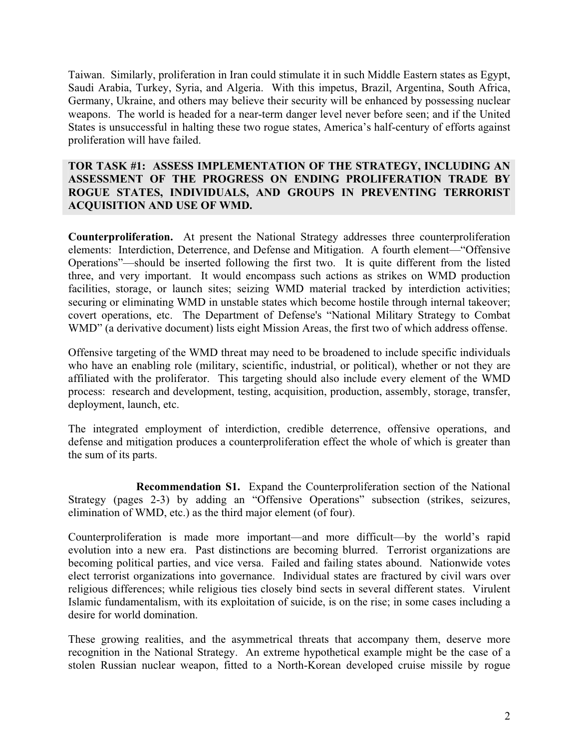Taiwan. Similarly, proliferation in Iran could stimulate it in such Middle Eastern states as Egypt, Saudi Arabia, Turkey, Syria, and Algeria. With this impetus, Brazil, Argentina, South Africa, Germany, Ukraine, and others may believe their security will be enhanced by possessing nuclear weapons. The world is headed for a near-term danger level never before seen; and if the United States is unsuccessful in halting these two rogue states, America's half-century of efforts against proliferation will have failed.

## TOR TASK #1: ASSESS IMPLEMENTATION OF THE STRATEGY, INCLUDING AN ASSESSMENT OF THE PROGRESS ON ENDING PROLIFERATION TRADE BY ROGUE STATES, INDIVIDUALS, AND GROUPS IN PREVENTING TERRORIST ACQUISITION AND USE OF WMD.

**Counterproliferation.** At present the National Strategy addresses three counterproliferation elements: Interdiction, Deterrence, and Defense and Mitigation. A fourth element—"Offensive Operations"—should be inserted following the first two. It is quite different from the listed three, and very important. It would encompass such actions as strikes on WMD production facilities, storage, or launch sites; seizing WMD material tracked by interdiction activities; securing or eliminating WMD in unstable states which become hostile through internal takeover; covert operations, etc. The Department of Defense's "National Military Strategy to Combat WMD" (a derivative document) lists eight Mission Areas, the first two of which address offense.

Offensive targeting of the WMD threat may need to be broadened to include specific individuals who have an enabling role (military, scientific, industrial, or political), whether or not they are affiliated with the proliferator. This targeting should also include every element of the WMD process: research and development, testing, acquisition, production, assembly, storage, transfer, deployment, launch, etc.

The integrated employment of interdiction, credible deterrence, offensive operations, and defense and mitigation produces a counterproliferation effect the whole of which is greater than the sum of its parts.

**Recommendation S1.** Expand the Counterproliferation section of the National Strategy (pages 2-3) by adding an "Offensive Operations" subsection (strikes, seizures, elimination of WMD, etc.) as the third major element (of four).

Counterproliferation is made more important—and more difficult—by the world's rapid evolution into a new era. Past distinctions are becoming blurred. Terrorist organizations are becoming political parties, and vice versa. Failed and failing states abound. Nationwide votes elect terrorist organizations into governance. Individual states are fractured by civil wars over religious differences; while religious ties closely bind sects in several different states. Virulent Islamic fundamentalism, with its exploitation of suicide, is on the rise; in some cases including a desire for world domination.

These growing realities, and the asymmetrical threats that accompany them, deserve more recognition in the National Strategy. An extreme hypothetical example might be the case of a stolen Russian nuclear weapon, fitted to a North-Korean developed cruise missile by rogue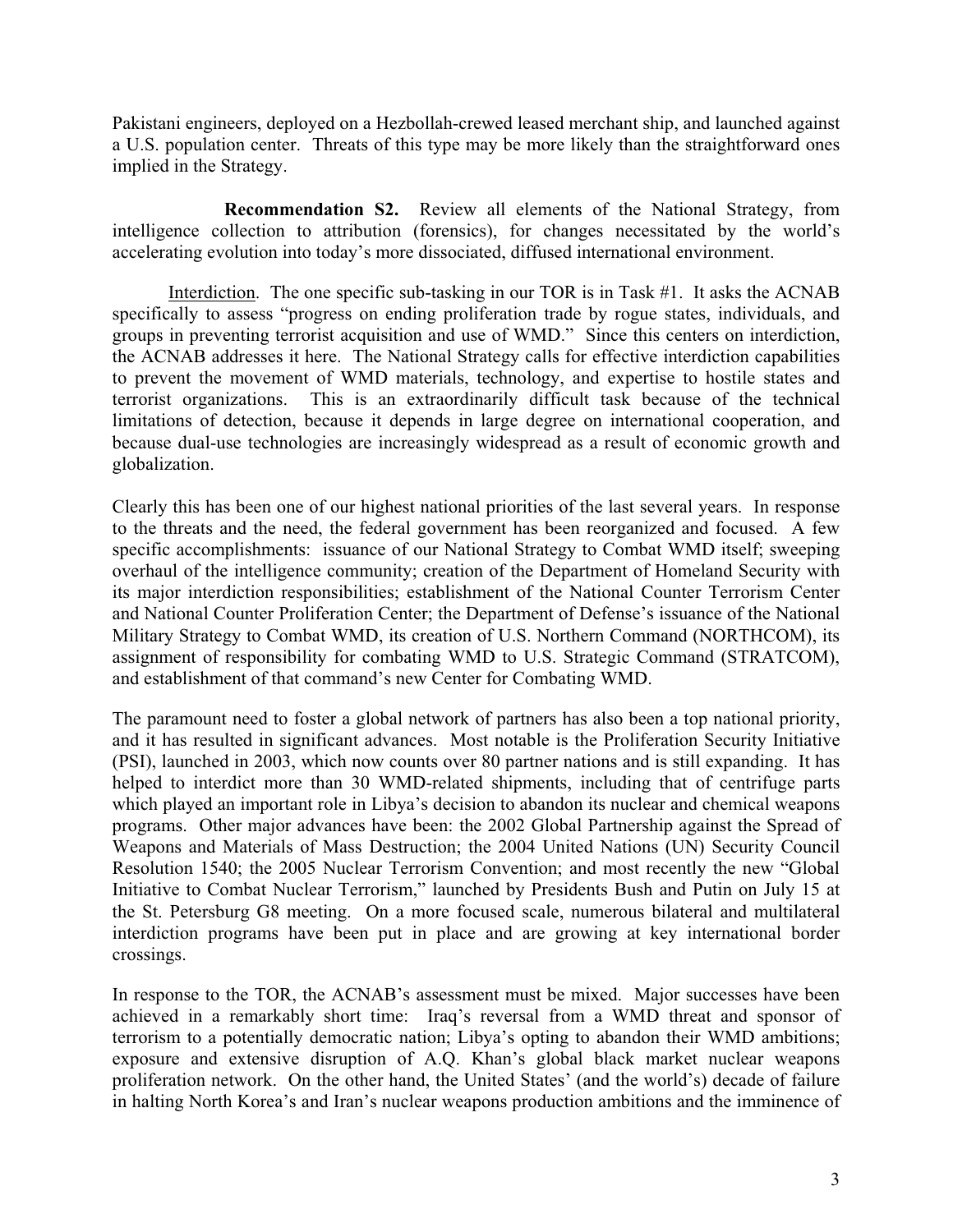Pakistani engineers, deployed on a Hezbollah-crewed leased merchant ship, and launched against a U.S. population center. Threats of this type may be more likely than the straightforward ones implied in the Strategy.

**Recommendation S2.** Review all elements of the National Strategy, from intelligence collection to attribution (forensics), for changes necessitated by the world's accelerating evolution into today's more dissociated, diffused international environment.

Interdiction. The one specific sub-tasking in our TOR is in Task #1. It asks the ACNAB specifically to assess "progress on ending proliferation trade by rogue states, individuals, and groups in preventing terrorist acquisition and use of WMD." Since this centers on interdiction, the ACNAB addresses it here. The National Strategy calls for effective interdiction capabilities to prevent the movement of WMD materials, technology, and expertise to hostile states and terrorist organizations. This is an extraordinarily difficult task because of the technical limitations of detection, because it depends in large degree on international cooperation, and because dual-use technologies are increasingly widespread as a result of economic growth and globalization.

Clearly this has been one of our highest national priorities of the last several years. In response to the threats and the need, the federal government has been reorganized and focused. A few specific accomplishments: issuance of our National Strategy to Combat WMD itself; sweeping overhaul of the intelligence community; creation of the Department of Homeland Security with its major interdiction responsibilities; establishment of the National Counter Terrorism Center and National Counter Proliferation Center; the Department of Defense's issuance of the National Military Strategy to Combat WMD, its creation of U.S. Northern Command (NORTHCOM), its assignment of responsibility for combating WMD to U.S. Strategic Command (STRATCOM), and establishment of that command's new Center for Combating WMD.

The paramount need to foster a global network of partners has also been a top national priority, and it has resulted in significant advances. Most notable is the Proliferation Security Initiative (PSI), launched in 2003, which now counts over 80 partner nations and is still expanding. It has helped to interdict more than 30 WMD-related shipments, including that of centrifuge parts which played an important role in Libya's decision to abandon its nuclear and chemical weapons programs. Other major advances have been: the 2002 Global Partnership against the Spread of Weapons and Materials of Mass Destruction; the 2004 United Nations (UN) Security Council Resolution 1540; the 2005 Nuclear Terrorism Convention; and most recently the new "Global Initiative to Combat Nuclear Terrorism," launched by Presidents Bush and Putin on July 15 at the St. Petersburg G8 meeting. On a more focused scale, numerous bilateral and multilateral interdiction programs have been put in place and are growing at key international border crossings.

In response to the TOR, the ACNAB's assessment must be mixed. Major successes have been achieved in a remarkably short time: Iraq's reversal from a WMD threat and sponsor of terrorism to a potentially democratic nation; Libya's opting to abandon their WMD ambitions; exposure and extensive disruption of A.Q. Khan's global black market nuclear weapons proliferation network. On the other hand, the United States' (and the world's) decade of failure in halting North Korea's and Iran's nuclear weapons production ambitions and the imminence of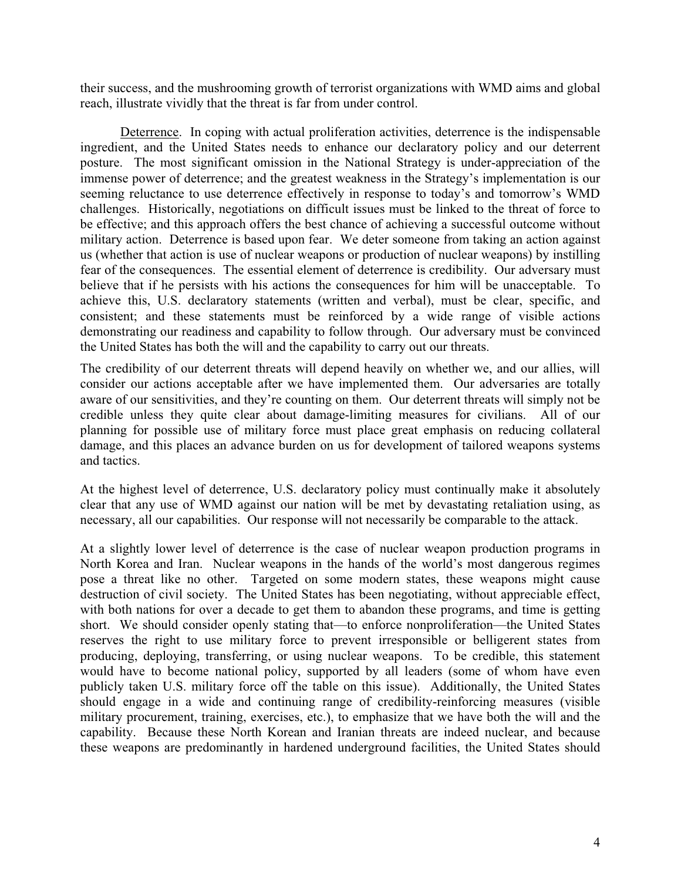their success, and the mushrooming growth of terrorist organizations with WMD aims and global reach, illustrate vividly that the threat is far from under control.

Deterrence. In coping with actual proliferation activities, deterrence is the indispensable ingredient, and the United States needs to enhance our declaratory policy and our deterrent posture. The most significant omission in the National Strategy is under-appreciation of the immense power of deterrence; and the greatest weakness in the Strategy's implementation is our seeming reluctance to use deterrence effectively in response to today's and tomorrow's WMD challenges. Historically, negotiations on difficult issues must be linked to the threat of force to be effective; and this approach offers the best chance of achieving a successful outcome without military action. Deterrence is based upon fear. We deter someone from taking an action against us (whether that action is use of nuclear weapons or production of nuclear weapons) by instilling fear of the consequences. The essential element of deterrence is credibility. Our adversary must believe that if he persists with his actions the consequences for him will be unacceptable. To achieve this, U.S. declaratory statements (written and verbal), must be clear, specific, and consistent; and these statements must be reinforced by a wide range of visible actions demonstrating our readiness and capability to follow through. Our adversary must be convinced the United States has both the will and the capability to carry out our threats.

The credibility of our deterrent threats will depend heavily on whether we, and our allies, will consider our actions acceptable after we have implemented them. Our adversaries are totally aware of our sensitivities, and they're counting on them. Our deterrent threats will simply not be credible unless they quite clear about damage-limiting measures for civilians. All of our planning for possible use of military force must place great emphasis on reducing collateral damage, and this places an advance burden on us for development of tailored weapons systems and tactics.

At the highest level of deterrence, U.S. declaratory policy must continually make it absolutely clear that any use of WMD against our nation will be met by devastating retaliation using, as necessary, all our capabilities. Our response will not necessarily be comparable to the attack.

At a slightly lower level of deterrence is the case of nuclear weapon production programs in North Korea and Iran. Nuclear weapons in the hands of the world's most dangerous regimes pose a threat like no other. Targeted on some modern states, these weapons might cause destruction of civil society. The United States has been negotiating, without appreciable effect, with both nations for over a decade to get them to abandon these programs, and time is getting short. We should consider openly stating that—to enforce nonproliferation—the United States reserves the right to use military force to prevent irresponsible or belligerent states from producing, deploying, transferring, or using nuclear weapons. To be credible, this statement would have to become national policy, supported by all leaders (some of whom have even publicly taken U.S. military force off the table on this issue). Additionally, the United States should engage in a wide and continuing range of credibility-reinforcing measures (visible military procurement, training, exercises, etc.), to emphasize that we have both the will and the capability. Because these North Korean and Iranian threats are indeed nuclear, and because these weapons are predominantly in hardened underground facilities, the United States should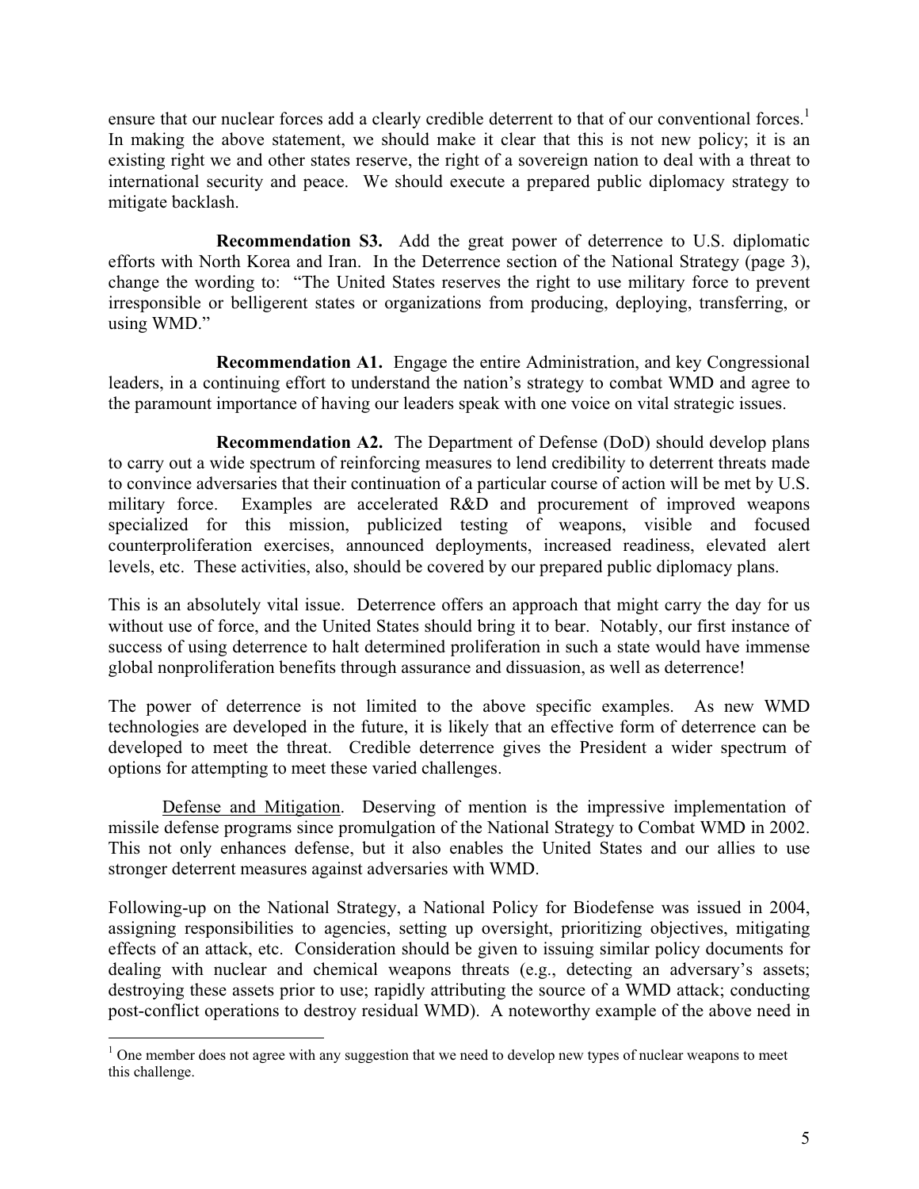ensure that our nuclear forces add a clearly credible deterrent to that of our conventional forces.[1] In making the above statement, we should make it clear that this is not new policy; it is an existing right we and other states reserve, the right of a sovereign nation to deal with a threat to international security and peace. We should execute a prepared public diplomacy strategy to mitigate backlash.

**Recommendation S3.** Add the great power of deterrence to U.S. diplomatic efforts with North Korea and Iran. In the Deterrence section of the National Strategy (page 3), change the wording to: "The United States reserves the right to use military force to prevent irresponsible or belligerent states or organizations from producing, deploying, transferring, or using WMD."

**Recommendation A1.** Engage the entire Administration, and key Congressional leaders, in a continuing effort to understand the nation's strategy to combat WMD and agree to the paramount importance of having our leaders speak with one voice on vital strategic issues.

**Recommendation A2.** The Department of Defense (DoD) should develop plans to carry out a wide spectrum of reinforcing measures to lend credibility to deterrent threats made to convince adversaries that their continuation of a particular course of action will be met by U.S. military force. Examples are accelerated R&D and procurement of improved weapons specialized for this mission, publicized testing of weapons, visible and focused counterproliferation exercises, announced deployments, increased readiness, elevated alert levels, etc. These activities, also, should be covered by our prepared public diplomacy plans.

This is an absolutely vital issue. Deterrence offers an approach that might carry the day for us without use of force, and the United States should bring it to bear. Notably, our first instance of success of using deterrence to halt determined proliferation in such a state would have immense global nonproliferation benefits through assurance and dissuasion, as well as deterrence!

The power of deterrence is not limited to the above specific examples. As new WMD technologies are developed in the future, it is likely that an effective form of deterrence can be developed to meet the threat. Credible deterrence gives the President a wider spectrum of options for attempting to meet these varied challenges.

Defense and Mitigation. Deserving of mention is the impressive implementation of missile defense programs since promulgation of the National Strategy to Combat WMD in 2002. This not only enhances defense, but it also enables the United States and our allies to use stronger deterrent measures against adversaries with WMD.

Following-up on the National Strategy, a National Policy for Biodefense was issued in 2004, assigning responsibilities to agencies, setting up oversight, prioritizing objectives, mitigating effects of an attack, etc. Consideration should be given to issuing similar policy documents for dealing with nuclear and chemical weapons threats (e.g., detecting an adversary's assets; destroying these assets prior to use; rapidly attributing the source of a WMD attack; conducting post-conflict operations to destroy residual WMD). A noteworthy example of the above need in

---

[1] One member does not agree with any suggestion that we need to develop new types of nuclear weapons to meet this challenge.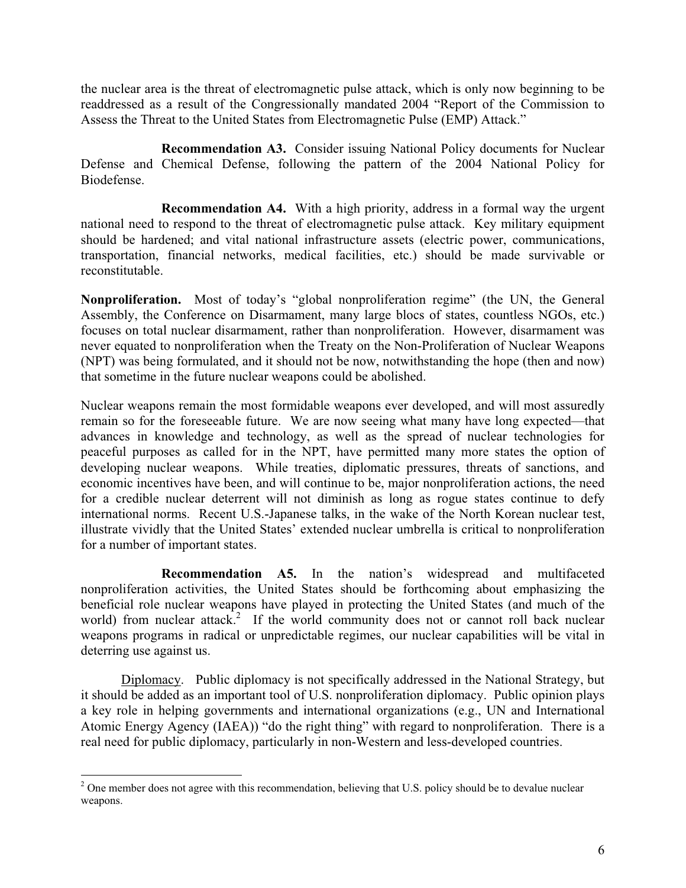the nuclear area is the threat of electromagnetic pulse attack, which is only now beginning to be readdressed as a result of the Congressionally mandated 2004 "Report of the Commission to Assess the Threat to the United States from Electromagnetic Pulse (EMP) Attack."

**Recommendation A3.** Consider issuing National Policy documents for Nuclear Defense and Chemical Defense, following the pattern of the 2004 National Policy for Biodefense.

**Recommendation A4.** With a high priority, address in a formal way the urgent national need to respond to the threat of electromagnetic pulse attack. Key military equipment should be hardened; and vital national infrastructure assets (electric power, communications, transportation, financial networks, medical facilities, etc.) should be made survivable or reconstitutable.

**Nonproliferation.** Most of today's "global nonproliferation regime" (the UN, the General Assembly, the Conference on Disarmament, many large blocs of states, countless NGOs, etc.) focuses on total nuclear disarmament, rather than nonproliferation. However, disarmament was never equated to nonproliferation when the Treaty on the Non-Proliferation of Nuclear Weapons (NPT) was being formulated, and it should not be now, notwithstanding the hope (then and now) that sometime in the future nuclear weapons could be abolished.

Nuclear weapons remain the most formidable weapons ever developed, and will most assuredly remain so for the foreseeable future. We are now seeing what many have long expected—that advances in knowledge and technology, as well as the spread of nuclear technologies for peaceful purposes as called for in the NPT, have permitted many more states the option of developing nuclear weapons. While treaties, diplomatic pressures, threats of sanctions, and economic incentives have been, and will continue to be, major nonproliferation actions, the need for a credible nuclear deterrent will not diminish as long as rogue states continue to defy international norms. Recent U.S.-Japanese talks, in the wake of the North Korean nuclear test, illustrate vividly that the United States' extended nuclear umbrella is critical to nonproliferation for a number of important states.

**Recommendation A5.** In the nation's widespread and multifaceted nonproliferation activities, the United States should be forthcoming about emphasizing the beneficial role nuclear weapons have played in protecting the United States (and much of the world) from nuclear attack.[2] If the world community does not or cannot roll back nuclear weapons programs in radical or unpredictable regimes, our nuclear capabilities will be vital in deterring use against us.

Diplomacy. Public diplomacy is not specifically addressed in the National Strategy, but it should be added as an important tool of U.S. nonproliferation diplomacy. Public opinion plays a key role in helping governments and international organizations (e.g., UN and International Atomic Energy Agency (IAEA)) "do the right thing" with regard to nonproliferation. There is a real need for public diplomacy, particularly in non-Western and less-developed countries.

---

[2] One member does not agree with this recommendation, believing that U.S. policy should be to devalue nuclear weapons.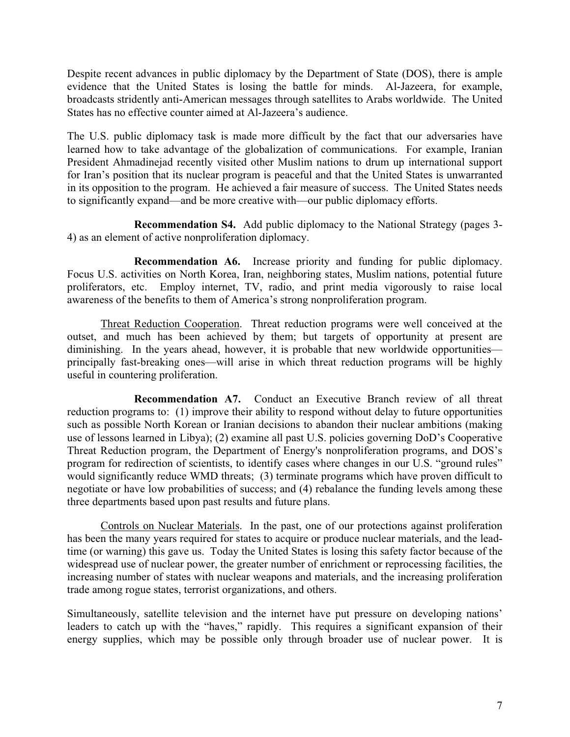Despite recent advances in public diplomacy by the Department of State (DOS), there is ample evidence that the United States is losing the battle for minds. Al-Jazeera, for example, broadcasts stridently anti-American messages through satellites to Arabs worldwide. The United States has no effective counter aimed at Al-Jazeera's audience.

The U.S. public diplomacy task is made more difficult by the fact that our adversaries have learned how to take advantage of the globalization of communications. For example, Iranian President Ahmadinejad recently visited other Muslim nations to drum up international support for Iran's position that its nuclear program is peaceful and that the United States is unwarranted in its opposition to the program. He achieved a fair measure of success. The United States needs to significantly expand—and be more creative with—our public diplomacy efforts.

**Recommendation S4.** Add public diplomacy to the National Strategy (pages 3-4) as an element of active nonproliferation diplomacy.

**Recommendation A6.** Increase priority and funding for public diplomacy. Focus U.S. activities on North Korea, Iran, neighboring states, Muslim nations, potential future proliferators, etc. Employ internet, TV, radio, and print media vigorously to raise local awareness of the benefits to them of America's strong nonproliferation program.

Threat Reduction Cooperation. Threat reduction programs were well conceived at the outset, and much has been achieved by them; but targets of opportunity at present are diminishing. In the years ahead, however, it is probable that new worldwide opportunities—principally fast-breaking ones—will arise in which threat reduction programs will be highly useful in countering proliferation.

**Recommendation A7.** Conduct an Executive Branch review of all threat reduction programs to: (1) improve their ability to respond without delay to future opportunities such as possible North Korean or Iranian decisions to abandon their nuclear ambitions (making use of lessons learned in Libya); (2) examine all past U.S. policies governing DoD's Cooperative Threat Reduction program, the Department of Energy's nonproliferation programs, and DOS's program for redirection of scientists, to identify cases where changes in our U.S. "ground rules" would significantly reduce WMD threats; (3) terminate programs which have proven difficult to negotiate or have low probabilities of success; and (4) rebalance the funding levels among these three departments based upon past results and future plans.

Controls on Nuclear Materials. In the past, one of our protections against proliferation has been the many years required for states to acquire or produce nuclear materials, and the lead-time (or warning) this gave us. Today the United States is losing this safety factor because of the widespread use of nuclear power, the greater number of enrichment or reprocessing facilities, the increasing number of states with nuclear weapons and materials, and the increasing proliferation trade among rogue states, terrorist organizations, and others.

Simultaneously, satellite television and the internet have put pressure on developing nations' leaders to catch up with the "haves," rapidly. This requires a significant expansion of their energy supplies, which may be possible only through broader use of nuclear power. It is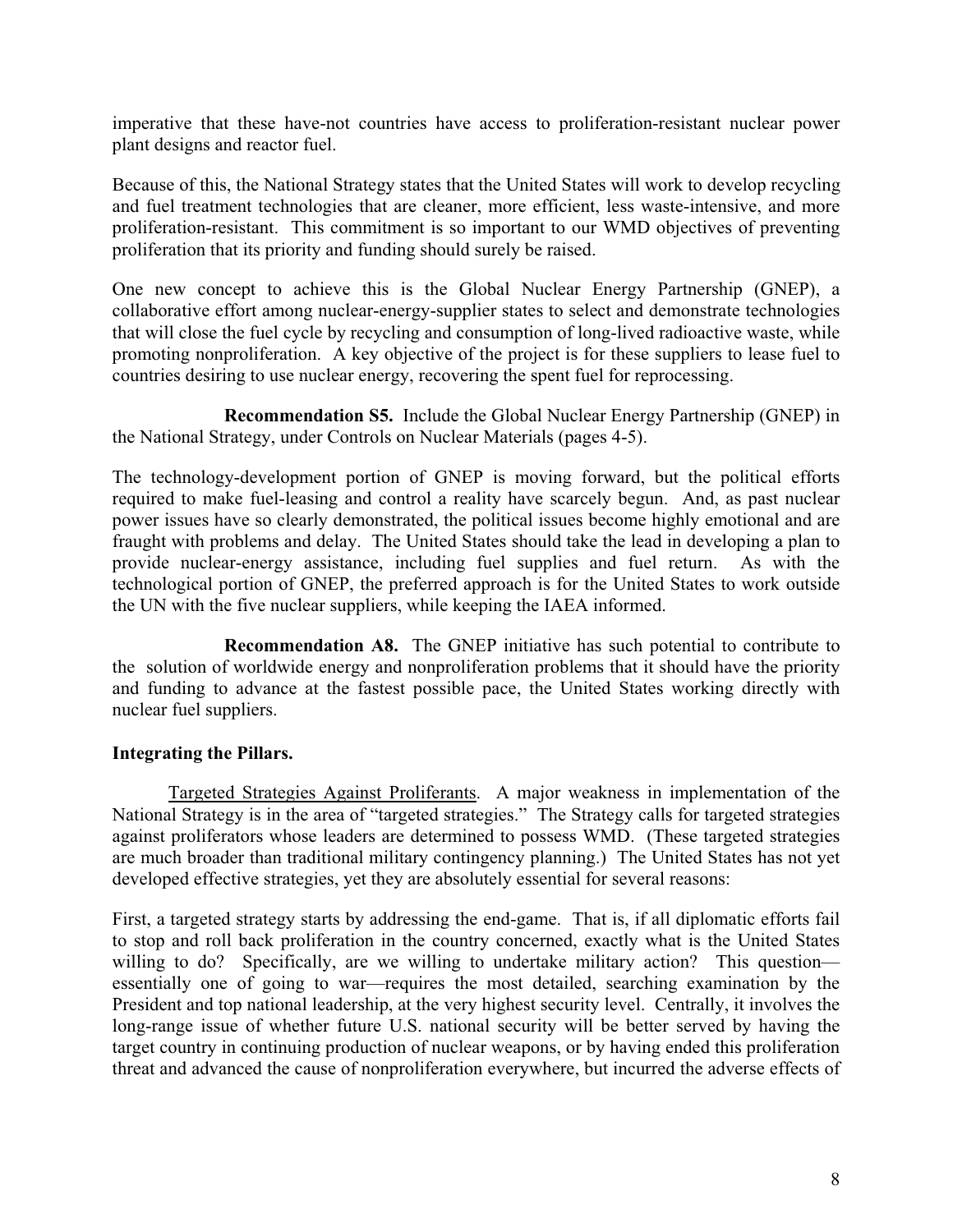imperative that these have-not countries have access to proliferation-resistant nuclear power plant designs and reactor fuel.

Because of this, the National Strategy states that the United States will work to develop recycling and fuel treatment technologies that are cleaner, more efficient, less waste-intensive, and more proliferation-resistant. This commitment is so important to our WMD objectives of preventing proliferation that its priority and funding should surely be raised.

One new concept to achieve this is the Global Nuclear Energy Partnership (GNEP), a collaborative effort among nuclear-energy-supplier states to select and demonstrate technologies that will close the fuel cycle by recycling and consumption of long-lived radioactive waste, while promoting nonproliferation. A key objective of the project is for these suppliers to lease fuel to countries desiring to use nuclear energy, recovering the spent fuel for reprocessing.

**Recommendation S5.** Include the Global Nuclear Energy Partnership (GNEP) in the National Strategy, under Controls on Nuclear Materials (pages 4-5).

The technology-development portion of GNEP is moving forward, but the political efforts required to make fuel-leasing and control a reality have scarcely begun. And, as past nuclear power issues have so clearly demonstrated, the political issues become highly emotional and are fraught with problems and delay. The United States should take the lead in developing a plan to provide nuclear-energy assistance, including fuel supplies and fuel return. As with the technological portion of GNEP, the preferred approach is for the United States to work outside the UN with the five nuclear suppliers, while keeping the IAEA informed.

**Recommendation A8.** The GNEP initiative has such potential to contribute to the solution of worldwide energy and nonproliferation problems that it should have the priority and funding to advance at the fastest possible pace, the United States working directly with nuclear fuel suppliers.

**Integrating the Pillars.**

Targeted Strategies Against Proliferants. A major weakness in implementation of the National Strategy is in the area of "targeted strategies." The Strategy calls for targeted strategies against proliferators whose leaders are determined to possess WMD. (These targeted strategies are much broader than traditional military contingency planning.) The United States has not yet developed effective strategies, yet they are absolutely essential for several reasons:

First, a targeted strategy starts by addressing the end-game. That is, if all diplomatic efforts fail to stop and roll back proliferation in the country concerned, exactly what is the United States willing to do? Specifically, are we willing to undertake military action? This question—essentially one of going to war—requires the most detailed, searching examination by the President and top national leadership, at the very highest security level. Centrally, it involves the long-range issue of whether future U.S. national security will be better served by having the target country in continuing production of nuclear weapons, or by having ended this proliferation threat and advanced the cause of nonproliferation everywhere, but incurred the adverse effects of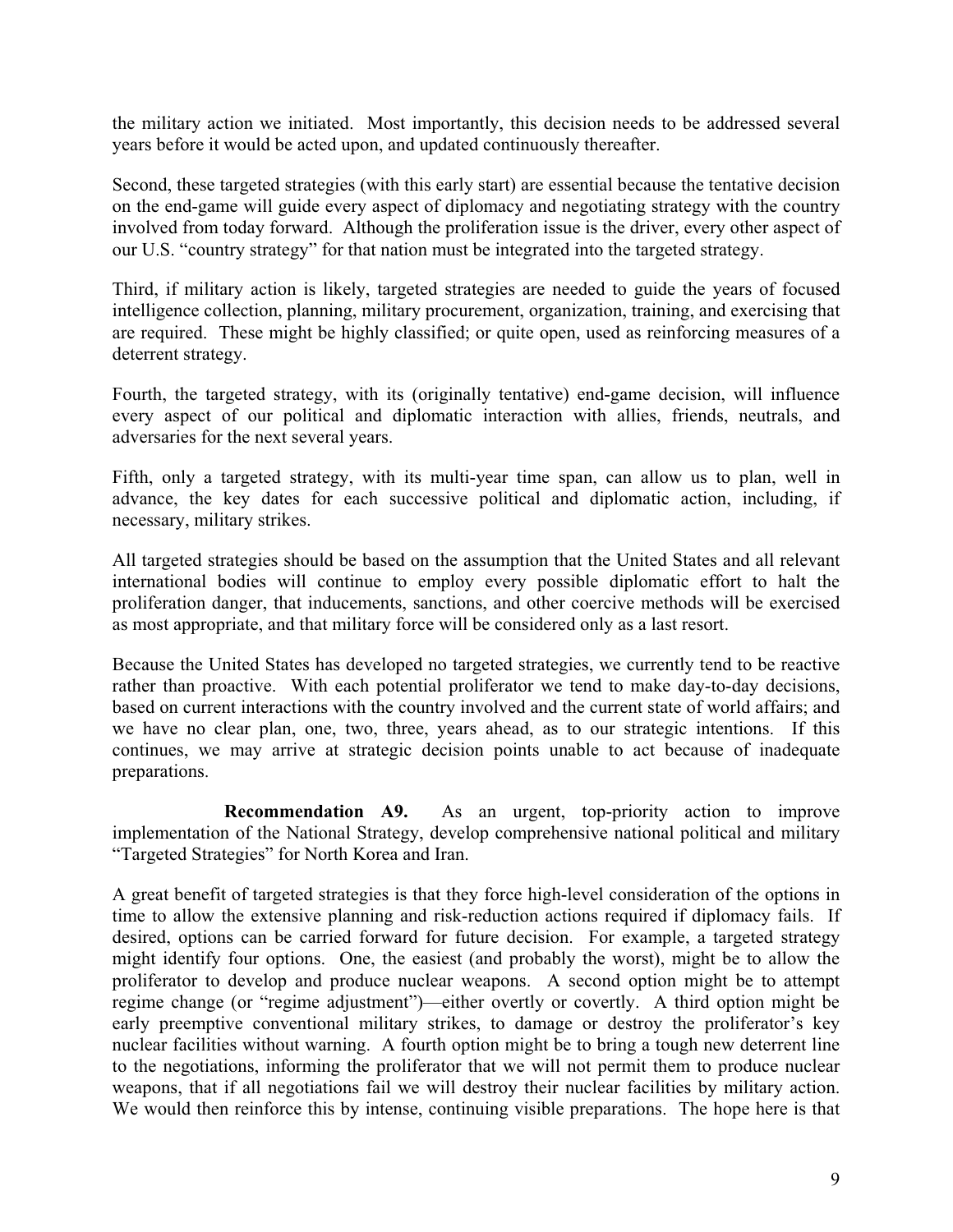the military action we initiated. Most importantly, this decision needs to be addressed several years before it would be acted upon, and updated continuously thereafter.

Second, these targeted strategies (with this early start) are essential because the tentative decision on the end-game will guide every aspect of diplomacy and negotiating strategy with the country involved from today forward. Although the proliferation issue is the driver, every other aspect of our U.S. "country strategy" for that nation must be integrated into the targeted strategy.

Third, if military action is likely, targeted strategies are needed to guide the years of focused intelligence collection, planning, military procurement, organization, training, and exercising that are required. These might be highly classified; or quite open, used as reinforcing measures of a deterrent strategy.

Fourth, the targeted strategy, with its (originally tentative) end-game decision, will influence every aspect of our political and diplomatic interaction with allies, friends, neutrals, and adversaries for the next several years.

Fifth, only a targeted strategy, with its multi-year time span, can allow us to plan, well in advance, the key dates for each successive political and diplomatic action, including, if necessary, military strikes.

All targeted strategies should be based on the assumption that the United States and all relevant international bodies will continue to employ every possible diplomatic effort to halt the proliferation danger, that inducements, sanctions, and other coercive methods will be exercised as most appropriate, and that military force will be considered only as a last resort.

Because the United States has developed no targeted strategies, we currently tend to be reactive rather than proactive. With each potential proliferator we tend to make day-to-day decisions, based on current interactions with the country involved and the current state of world affairs; and we have no clear plan, one, two, three, years ahead, as to our strategic intentions. If this continues, we may arrive at strategic decision points unable to act because of inadequate preparations.

**Recommendation A9.** As an urgent, top-priority action to improve implementation of the National Strategy, develop comprehensive national political and military "Targeted Strategies" for North Korea and Iran.

A great benefit of targeted strategies is that they force high-level consideration of the options in time to allow the extensive planning and risk-reduction actions required if diplomacy fails. If desired, options can be carried forward for future decision. For example, a targeted strategy might identify four options. One, the easiest (and probably the worst), might be to allow the proliferator to develop and produce nuclear weapons. A second option might be to attempt regime change (or "regime adjustment")—either overtly or covertly. A third option might be early preemptive conventional military strikes, to damage or destroy the proliferator's key nuclear facilities without warning. A fourth option might be to bring a tough new deterrent line to the negotiations, informing the proliferator that we will not permit them to produce nuclear weapons, that if all negotiations fail we will destroy their nuclear facilities by military action. We would then reinforce this by intense, continuing visible preparations. The hope here is that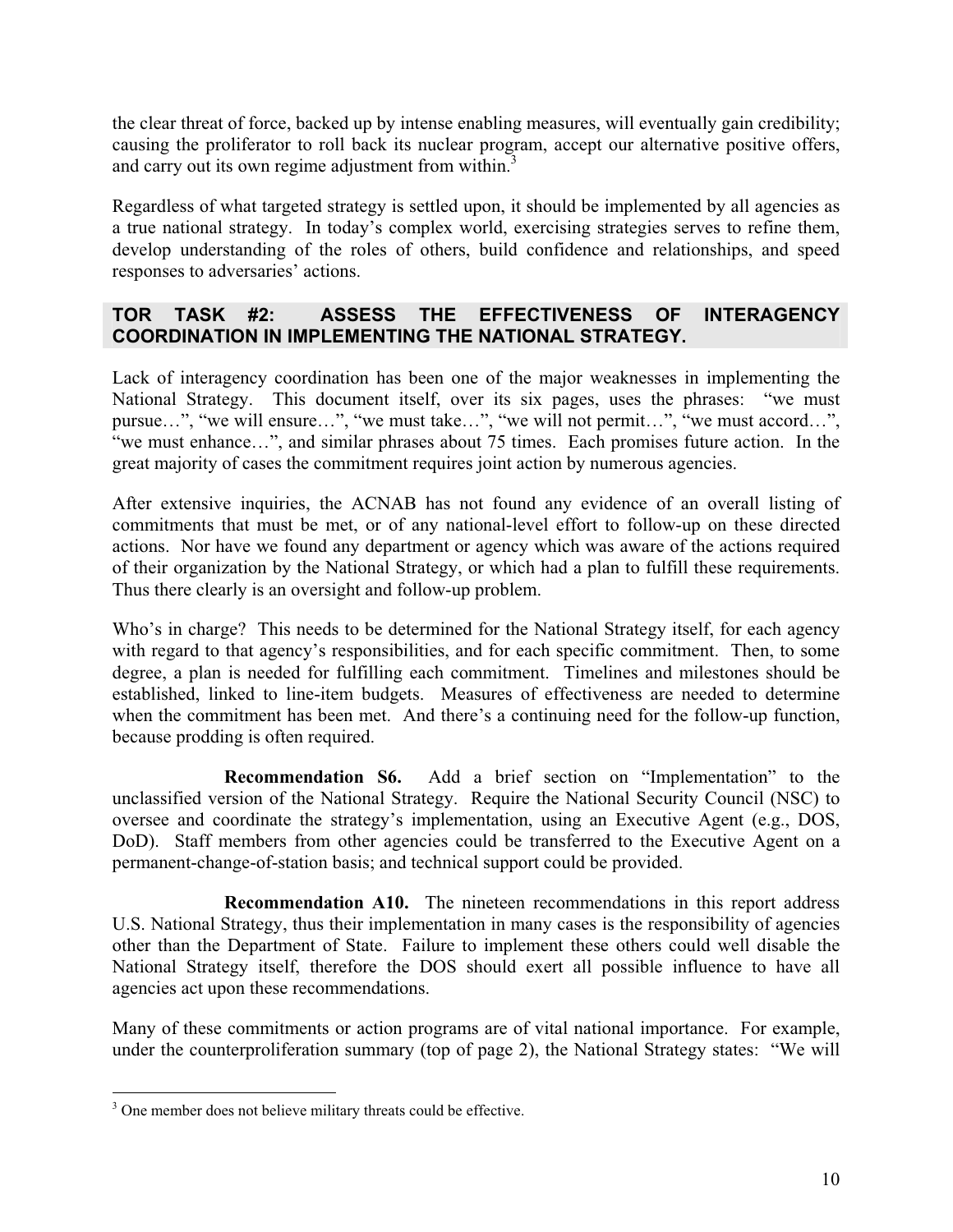the clear threat of force, backed up by intense enabling measures, will eventually gain credibility; causing the proliferator to roll back its nuclear program, accept our alternative positive offers, and carry out its own regime adjustment from within.[3]

Regardless of what targeted strategy is settled upon, it should be implemented by all agencies as a true national strategy. In today's complex world, exercising strategies serves to refine them, develop understanding of the roles of others, build confidence and relationships, and speed responses to adversaries' actions.

## TOR TASK #2: ASSESS THE EFFECTIVENESS OF INTERAGENCY COORDINATION IN IMPLEMENTING THE NATIONAL STRATEGY.

Lack of interagency coordination has been one of the major weaknesses in implementing the National Strategy. This document itself, over its six pages, uses the phrases: "we must pursue…", "we will ensure…", "we must take…", "we will not permit…", "we must accord…", "we must enhance…", and similar phrases about 75 times. Each promises future action. In the great majority of cases the commitment requires joint action by numerous agencies.

After extensive inquiries, the ACNAB has not found any evidence of an overall listing of commitments that must be met, or of any national-level effort to follow-up on these directed actions. Nor have we found any department or agency which was aware of the actions required of their organization by the National Strategy, or which had a plan to fulfill these requirements. Thus there clearly is an oversight and follow-up problem.

Who's in charge? This needs to be determined for the National Strategy itself, for each agency with regard to that agency's responsibilities, and for each specific commitment. Then, to some degree, a plan is needed for fulfilling each commitment. Timelines and milestones should be established, linked to line-item budgets. Measures of effectiveness are needed to determine when the commitment has been met. And there's a continuing need for the follow-up function, because prodding is often required.

**Recommendation S6.** Add a brief section on "Implementation" to the unclassified version of the National Strategy. Require the National Security Council (NSC) to oversee and coordinate the strategy's implementation, using an Executive Agent (e.g., DOS, DoD). Staff members from other agencies could be transferred to the Executive Agent on a permanent-change-of-station basis; and technical support could be provided.

**Recommendation A10.** The nineteen recommendations in this report address U.S. National Strategy, thus their implementation in many cases is the responsibility of agencies other than the Department of State. Failure to implement these others could well disable the National Strategy itself, therefore the DOS should exert all possible influence to have all agencies act upon these recommendations.

Many of these commitments or action programs are of vital national importance. For example, under the counterproliferation summary (top of page 2), the National Strategy states: "We will

---

[3] One member does not believe military threats could be effective.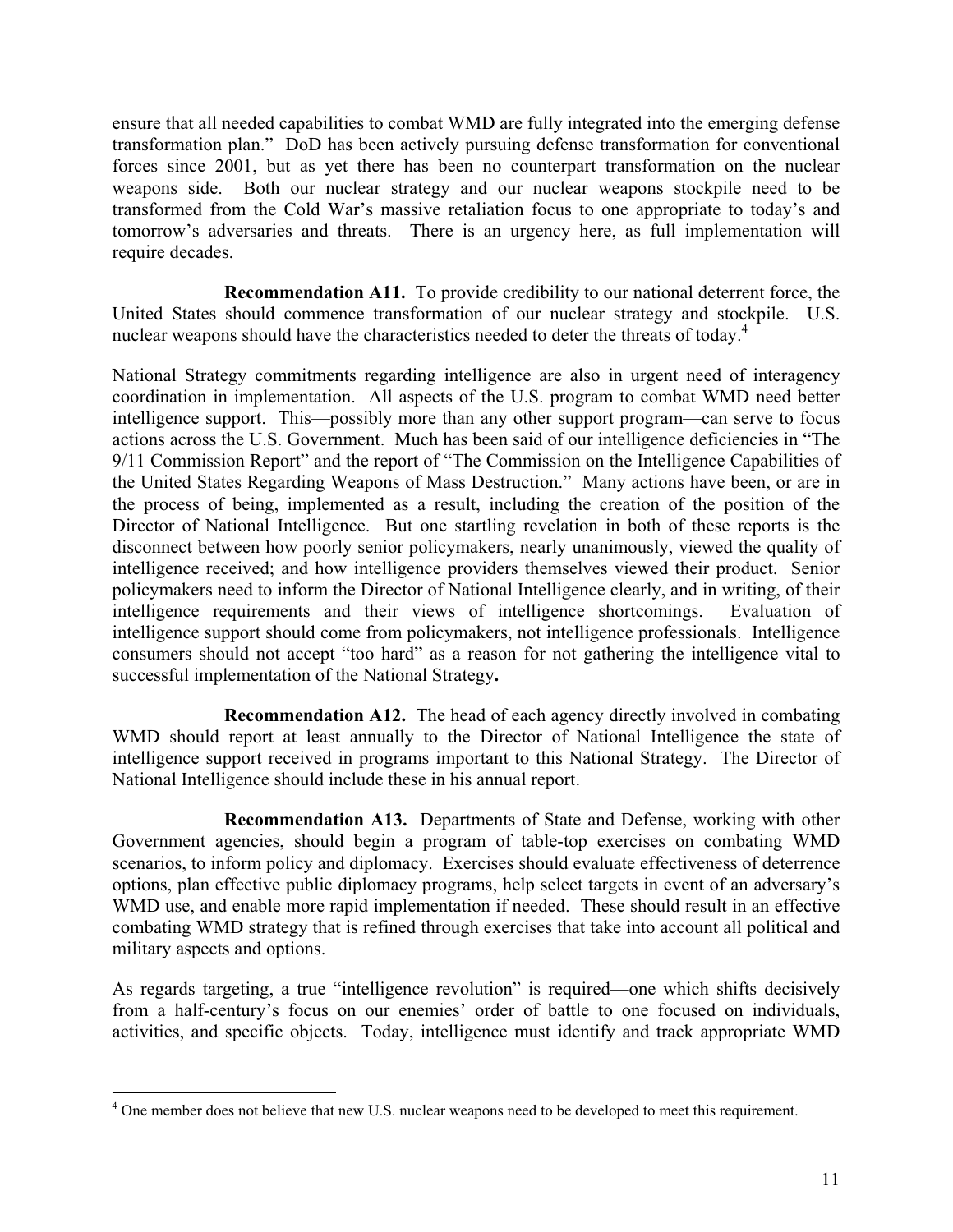ensure that all needed capabilities to combat WMD are fully integrated into the emerging defense transformation plan." DoD has been actively pursuing defense transformation for conventional forces since 2001, but as yet there has been no counterpart transformation on the nuclear weapons side. Both our nuclear strategy and our nuclear weapons stockpile need to be transformed from the Cold War's massive retaliation focus to one appropriate to today's and tomorrow's adversaries and threats. There is an urgency here, as full implementation will require decades.

**Recommendation A11.** To provide credibility to our national deterrent force, the United States should commence transformation of our nuclear strategy and stockpile. U.S. nuclear weapons should have the characteristics needed to deter the threats of today.[4]

National Strategy commitments regarding intelligence are also in urgent need of interagency coordination in implementation. All aspects of the U.S. program to combat WMD need better intelligence support. This—possibly more than any other support program—can serve to focus actions across the U.S. Government. Much has been said of our intelligence deficiencies in "The 9/11 Commission Report" and the report of "The Commission on the Intelligence Capabilities of the United States Regarding Weapons of Mass Destruction." Many actions have been, or are in the process of being, implemented as a result, including the creation of the position of the Director of National Intelligence. But one startling revelation in both of these reports is the disconnect between how poorly senior policymakers, nearly unanimously, viewed the quality of intelligence received; and how intelligence providers themselves viewed their product. Senior policymakers need to inform the Director of National Intelligence clearly, and in writing, of their intelligence requirements and their views of intelligence shortcomings. Evaluation of intelligence support should come from policymakers, not intelligence professionals. Intelligence consumers should not accept "too hard" as a reason for not gathering the intelligence vital to successful implementation of the National Strategy**.**

**Recommendation A12.** The head of each agency directly involved in combating WMD should report at least annually to the Director of National Intelligence the state of intelligence support received in programs important to this National Strategy. The Director of National Intelligence should include these in his annual report.

**Recommendation A13.** Departments of State and Defense, working with other Government agencies, should begin a program of table-top exercises on combating WMD scenarios, to inform policy and diplomacy. Exercises should evaluate effectiveness of deterrence options, plan effective public diplomacy programs, help select targets in event of an adversary's WMD use, and enable more rapid implementation if needed. These should result in an effective combating WMD strategy that is refined through exercises that take into account all political and military aspects and options.

As regards targeting, a true "intelligence revolution" is required—one which shifts decisively from a half-century's focus on our enemies' order of battle to one focused on individuals, activities, and specific objects. Today, intelligence must identify and track appropriate WMD

[4] One member does not believe that new U.S. nuclear weapons need to be developed to meet this requirement.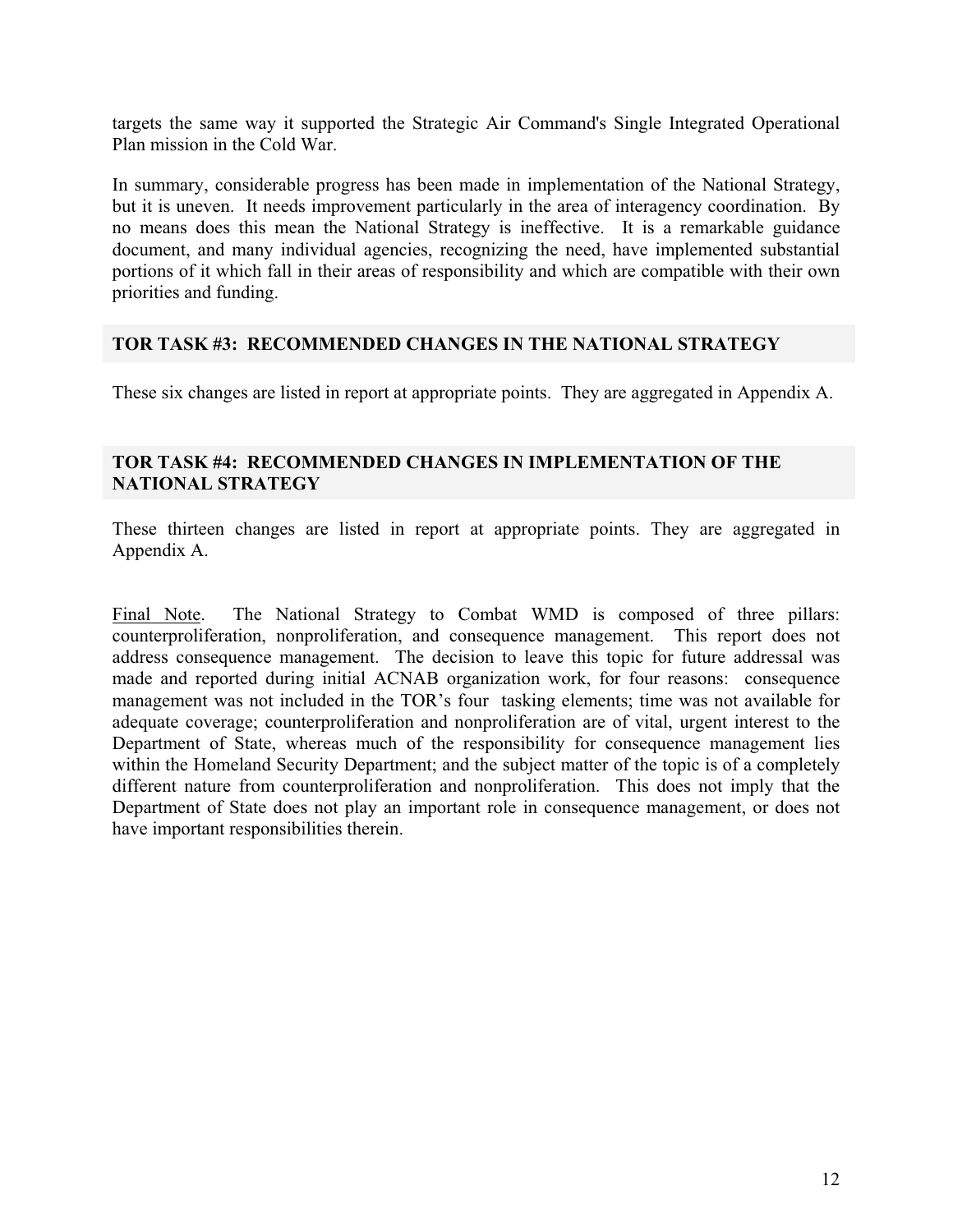targets the same way it supported the Strategic Air Command's Single Integrated Operational Plan mission in the Cold War.

In summary, considerable progress has been made in implementation of the National Strategy, but it is uneven. It needs improvement particularly in the area of interagency coordination. By no means does this mean the National Strategy is ineffective. It is a remarkable guidance document, and many individual agencies, recognizing the need, have implemented substantial portions of it which fall in their areas of responsibility and which are compatible with their own priorities and funding.

## TOR TASK #3: RECOMMENDED CHANGES IN THE NATIONAL STRATEGY

These six changes are listed in report at appropriate points. They are aggregated in Appendix A.

## TOR TASK #4: RECOMMENDED CHANGES IN IMPLEMENTATION OF THE NATIONAL STRATEGY

These thirteen changes are listed in report at appropriate points. They are aggregated in Appendix A.

Final Note. The National Strategy to Combat WMD is composed of three pillars: counterproliferation, nonproliferation, and consequence management. This report does not address consequence management. The decision to leave this topic for future addressal was made and reported during initial ACNAB organization work, for four reasons: consequence management was not included in the TOR's four tasking elements; time was not available for adequate coverage; counterproliferation and nonproliferation are of vital, urgent interest to the Department of State, whereas much of the responsibility for consequence management lies within the Homeland Security Department; and the subject matter of the topic is of a completely different nature from counterproliferation and nonproliferation. This does not imply that the Department of State does not play an important role in consequence management, or does not have important responsibilities therein.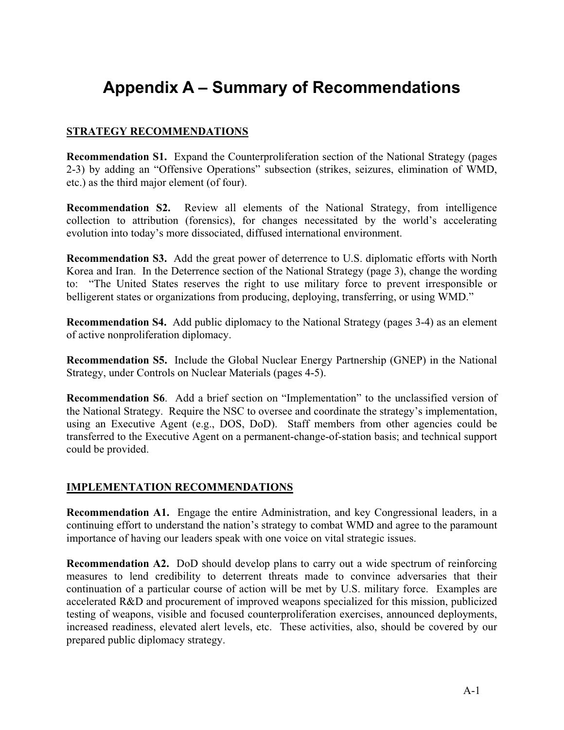# Appendix A – Summary of Recommendations

## STRATEGY RECOMMENDATIONS

**Recommendation S1.** Expand the Counterproliferation section of the National Strategy (pages 2-3) by adding an "Offensive Operations" subsection (strikes, seizures, elimination of WMD, etc.) as the third major element (of four).

**Recommendation S2.** Review all elements of the National Strategy, from intelligence collection to attribution (forensics), for changes necessitated by the world's accelerating evolution into today's more dissociated, diffused international environment.

**Recommendation S3.** Add the great power of deterrence to U.S. diplomatic efforts with North Korea and Iran. In the Deterrence section of the National Strategy (page 3), change the wording to: "The United States reserves the right to use military force to prevent irresponsible or belligerent states or organizations from producing, deploying, transferring, or using WMD."

**Recommendation S4.** Add public diplomacy to the National Strategy (pages 3-4) as an element of active nonproliferation diplomacy.

**Recommendation S5.** Include the Global Nuclear Energy Partnership (GNEP) in the National Strategy, under Controls on Nuclear Materials (pages 4-5).

**Recommendation S6**. Add a brief section on "Implementation" to the unclassified version of the National Strategy. Require the NSC to oversee and coordinate the strategy's implementation, using an Executive Agent (e.g., DOS, DoD). Staff members from other agencies could be transferred to the Executive Agent on a permanent-change-of-station basis; and technical support could be provided.

## IMPLEMENTATION RECOMMENDATIONS

**Recommendation A1.** Engage the entire Administration, and key Congressional leaders, in a continuing effort to understand the nation's strategy to combat WMD and agree to the paramount importance of having our leaders speak with one voice on vital strategic issues.

**Recommendation A2.** DoD should develop plans to carry out a wide spectrum of reinforcing measures to lend credibility to deterrent threats made to convince adversaries that their continuation of a particular course of action will be met by U.S. military force. Examples are accelerated R&D and procurement of improved weapons specialized for this mission, publicized testing of weapons, visible and focused counterproliferation exercises, announced deployments, increased readiness, elevated alert levels, etc. These activities, also, should be covered by our prepared public diplomacy strategy.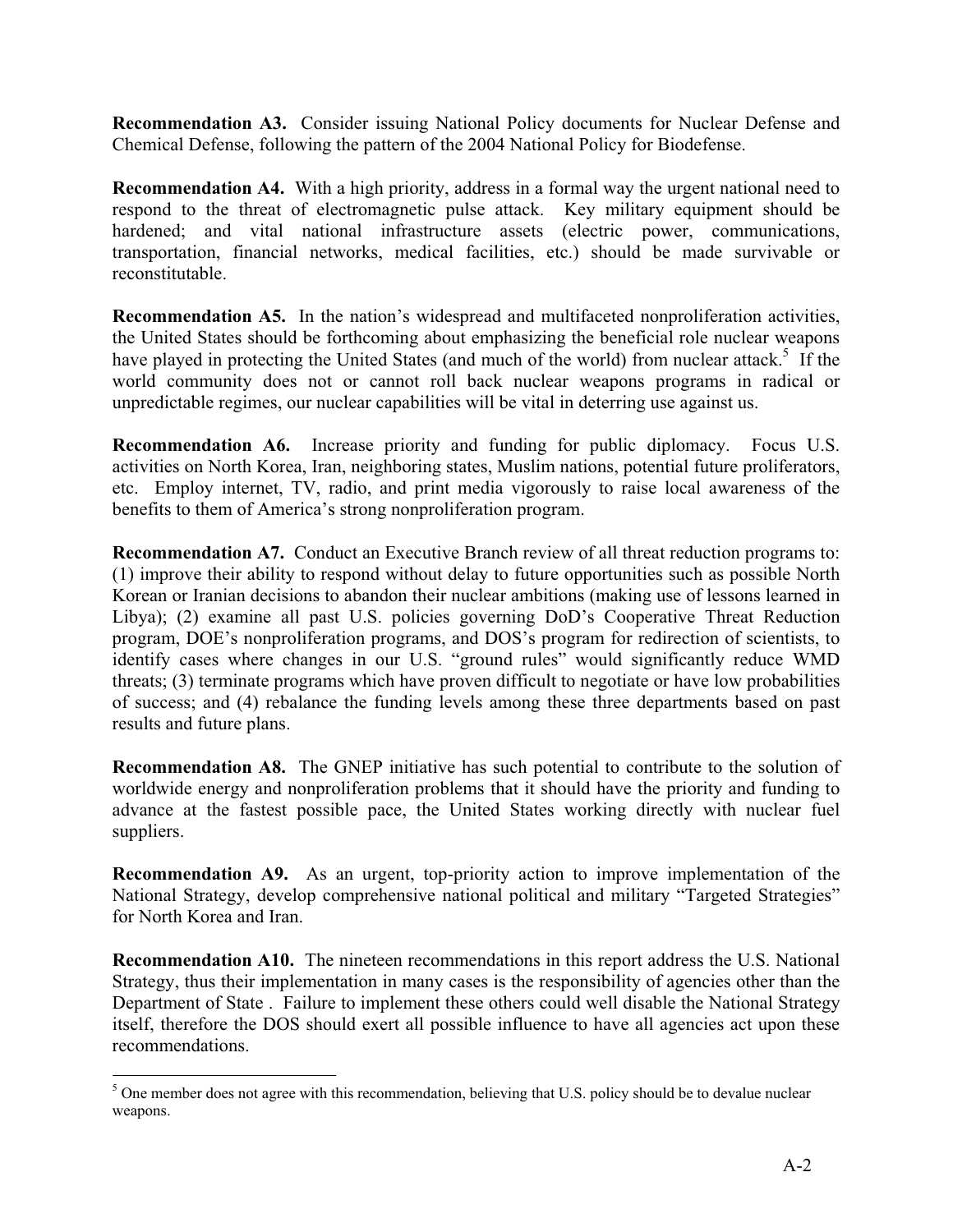**Recommendation A3.** Consider issuing National Policy documents for Nuclear Defense and Chemical Defense, following the pattern of the 2004 National Policy for Biodefense.

**Recommendation A4.** With a high priority, address in a formal way the urgent national need to respond to the threat of electromagnetic pulse attack. Key military equipment should be hardened; and vital national infrastructure assets (electric power, communications, transportation, financial networks, medical facilities, etc.) should be made survivable or reconstitutable.

**Recommendation A5.** In the nation's widespread and multifaceted nonproliferation activities, the United States should be forthcoming about emphasizing the beneficial role nuclear weapons have played in protecting the United States (and much of the world) from nuclear attack.[5] If the world community does not or cannot roll back nuclear weapons programs in radical or unpredictable regimes, our nuclear capabilities will be vital in deterring use against us.

**Recommendation A6.** Increase priority and funding for public diplomacy. Focus U.S. activities on North Korea, Iran, neighboring states, Muslim nations, potential future proliferators, etc. Employ internet, TV, radio, and print media vigorously to raise local awareness of the benefits to them of America's strong nonproliferation program.

**Recommendation A7.** Conduct an Executive Branch review of all threat reduction programs to: (1) improve their ability to respond without delay to future opportunities such as possible North Korean or Iranian decisions to abandon their nuclear ambitions (making use of lessons learned in Libya); (2) examine all past U.S. policies governing DoD's Cooperative Threat Reduction program, DOE's nonproliferation programs, and DOS's program for redirection of scientists, to identify cases where changes in our U.S. "ground rules" would significantly reduce WMD threats; (3) terminate programs which have proven difficult to negotiate or have low probabilities of success; and (4) rebalance the funding levels among these three departments based on past results and future plans.

**Recommendation A8.** The GNEP initiative has such potential to contribute to the solution of worldwide energy and nonproliferation problems that it should have the priority and funding to advance at the fastest possible pace, the United States working directly with nuclear fuel suppliers.

**Recommendation A9.** As an urgent, top-priority action to improve implementation of the National Strategy, develop comprehensive national political and military "Targeted Strategies" for North Korea and Iran.

**Recommendation A10.** The nineteen recommendations in this report address the U.S. National Strategy, thus their implementation in many cases is the responsibility of agencies other than the Department of State . Failure to implement these others could well disable the National Strategy itself, therefore the DOS should exert all possible influence to have all agencies act upon these recommendations.

---

[5] One member does not agree with this recommendation, believing that U.S. policy should be to devalue nuclear weapons.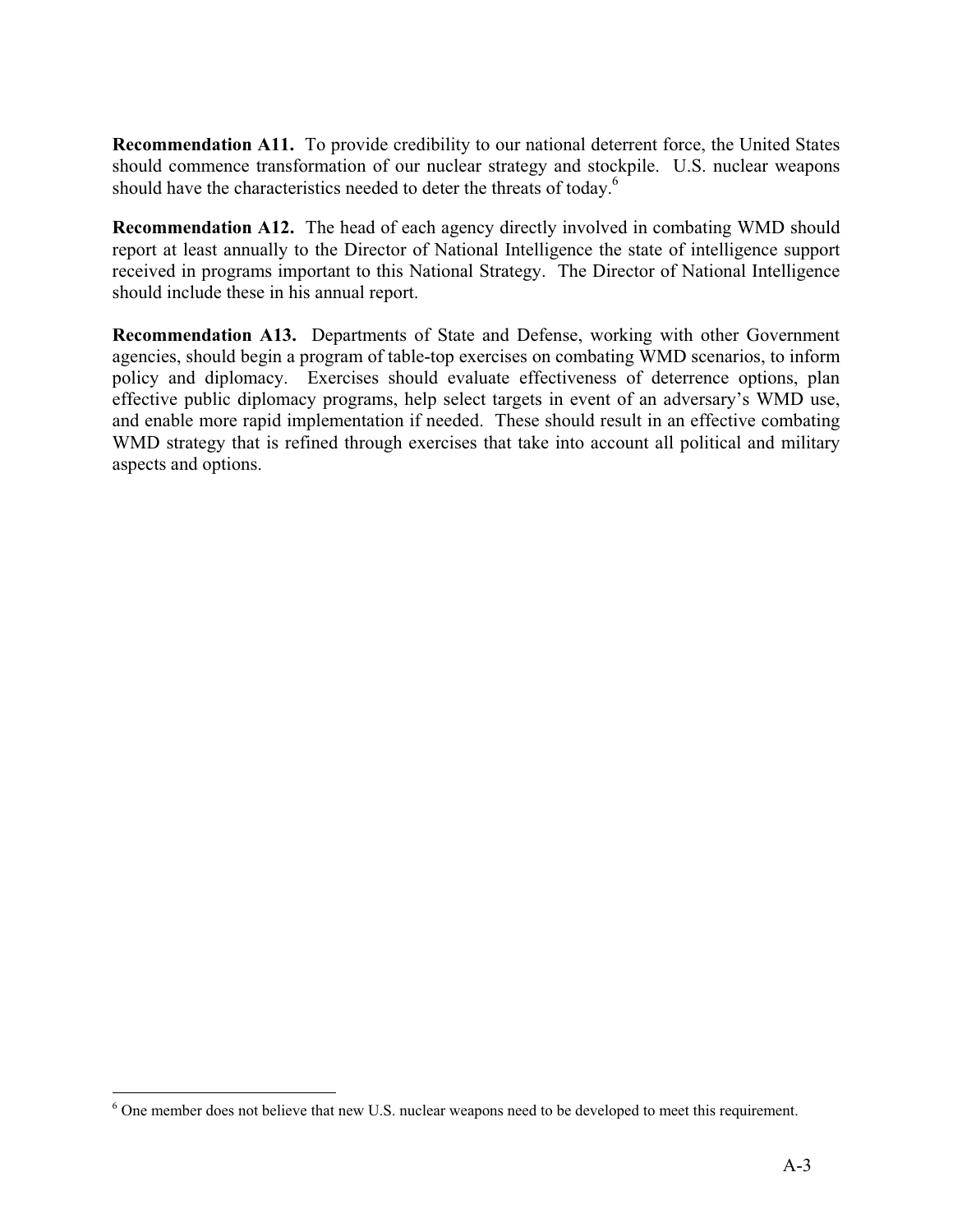**Recommendation A11.** To provide credibility to our national deterrent force, the United States should commence transformation of our nuclear strategy and stockpile. U.S. nuclear weapons should have the characteristics needed to deter the threats of today.[6]

**Recommendation A12.** The head of each agency directly involved in combating WMD should report at least annually to the Director of National Intelligence the state of intelligence support received in programs important to this National Strategy. The Director of National Intelligence should include these in his annual report.

**Recommendation A13.** Departments of State and Defense, working with other Government agencies, should begin a program of table-top exercises on combating WMD scenarios, to inform policy and diplomacy. Exercises should evaluate effectiveness of deterrence options, plan effective public diplomacy programs, help select targets in event of an adversary's WMD use, and enable more rapid implementation if needed. These should result in an effective combating WMD strategy that is refined through exercises that take into account all political and military aspects and options.

[6] One member does not believe that new U.S. nuclear weapons need to be developed to meet this requirement.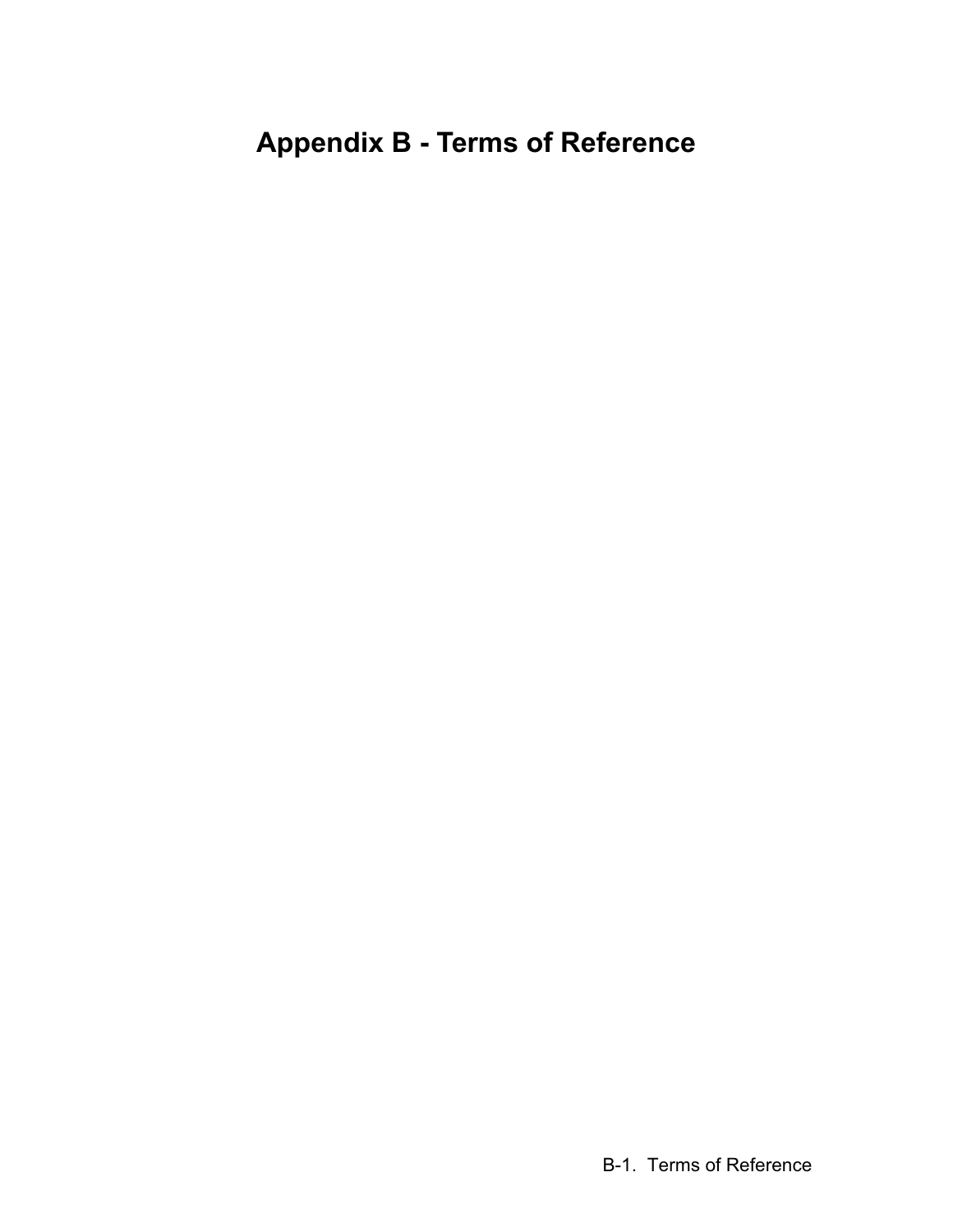# Appendix B - Terms of Reference

B-1. Terms of Reference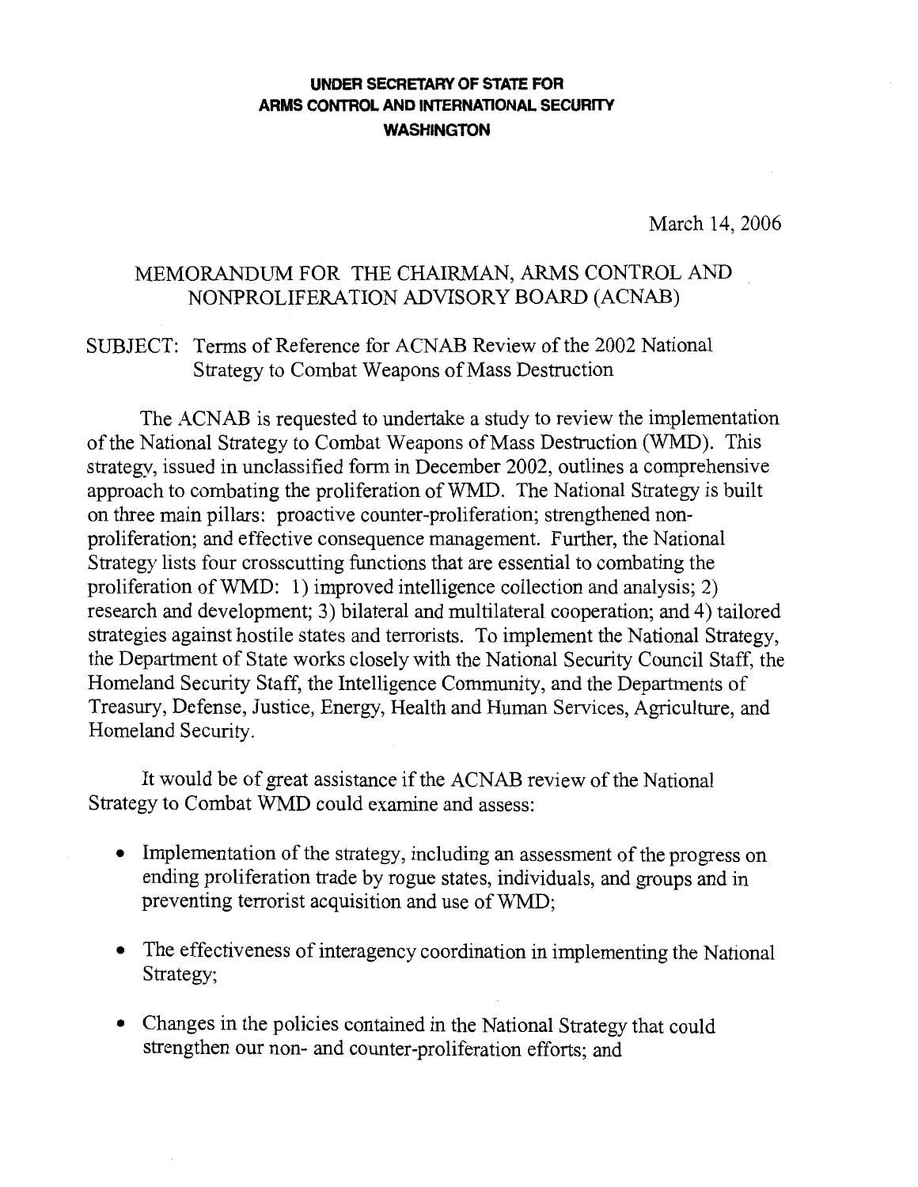**UNDER SECRETARY OF STATE FOR**
**ARMS CONTROL AND INTERNATIONAL SECURITY**
**WASHINGTON**

March 14, 2006

MEMORANDUM FOR THE CHAIRMAN, ARMS CONTROL AND NONPROLIFERATION ADVISORY BOARD (ACNAB)

SUBJECT: Terms of Reference for ACNAB Review of the 2002 National Strategy to Combat Weapons of Mass Destruction

The ACNAB is requested to undertake a study to review the implementation of the National Strategy to Combat Weapons of Mass Destruction (WMD). This strategy, issued in unclassified form in December 2002, outlines a comprehensive approach to combating the proliferation of WMD. The National Strategy is built on three main pillars: proactive counter-proliferation; strengthened non-proliferation; and effective consequence management. Further, the National Strategy lists four crosscutting functions that are essential to combating the proliferation of WMD: 1) improved intelligence collection and analysis; 2) research and development; 3) bilateral and multilateral cooperation; and 4) tailored strategies against hostile states and terrorists. To implement the National Strategy, the Department of State works closely with the National Security Council Staff, the Homeland Security Staff, the Intelligence Community, and the Departments of Treasury, Defense, Justice, Energy, Health and Human Services, Agriculture, and Homeland Security.

It would be of great assistance if the ACNAB review of the National Strategy to Combat WMD could examine and assess:

- Implementation of the strategy, including an assessment of the progress on ending proliferation trade by rogue states, individuals, and groups and in preventing terrorist acquisition and use of WMD;
- The effectiveness of interagency coordination in implementing the National Strategy;
- Changes in the policies contained in the National Strategy that could strengthen our non- and counter-proliferation efforts; and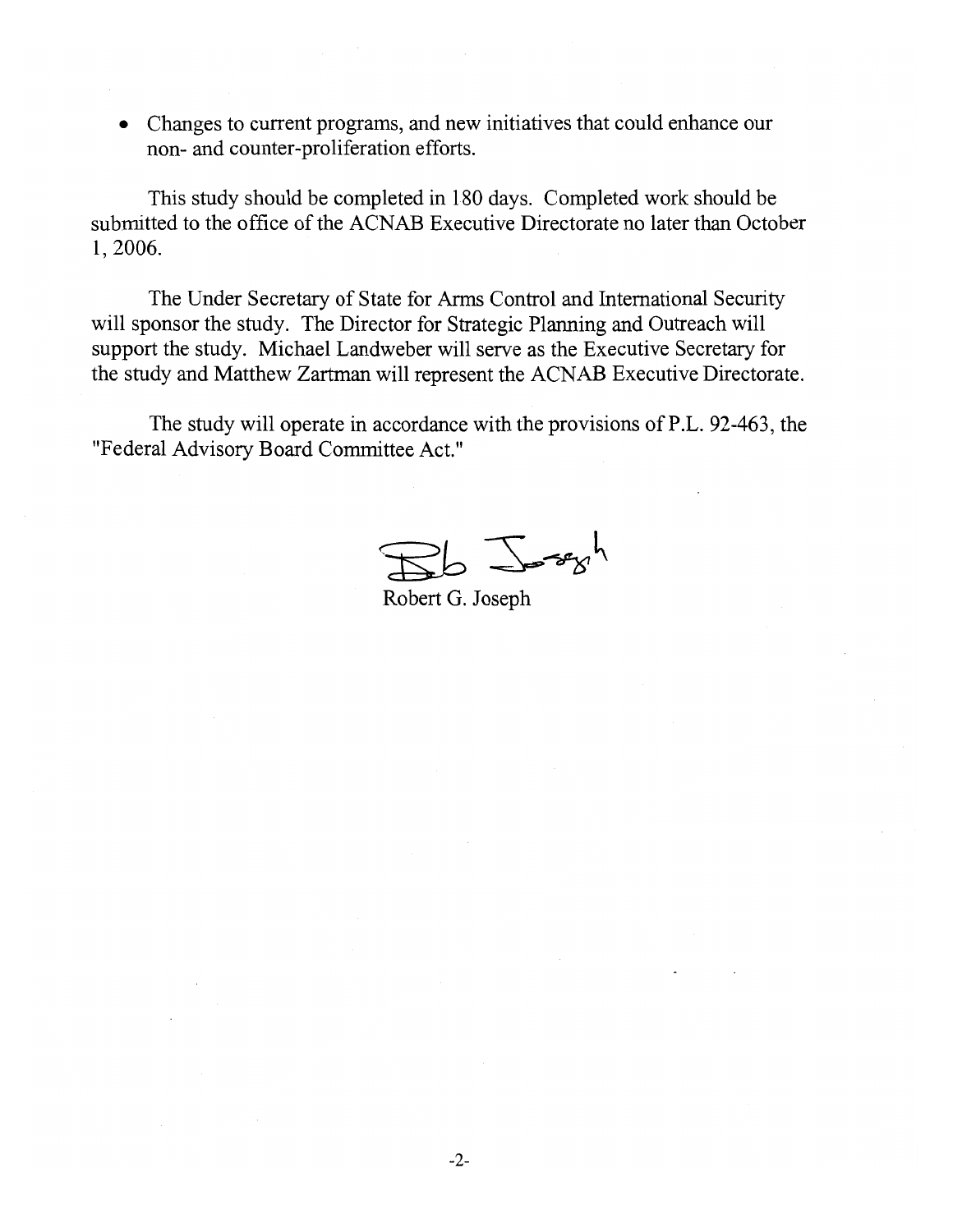- Changes to current programs, and new initiatives that could enhance our non- and counter-proliferation efforts.

This study should be completed in 180 days. Completed work should be submitted to the office of the ACNAB Executive Directorate no later than October 1, 2006.

The Under Secretary of State for Arms Control and International Security will sponsor the study. The Director for Strategic Planning and Outreach will support the study. Michael Landweber will serve as the Executive Secretary for the study and Matthew Zartman will represent the ACNAB Executive Directorate.

The study will operate in accordance with the provisions of P.L. 92-463, the "Federal Advisory Board Committee Act."

Bob Joseph

Robert G. Joseph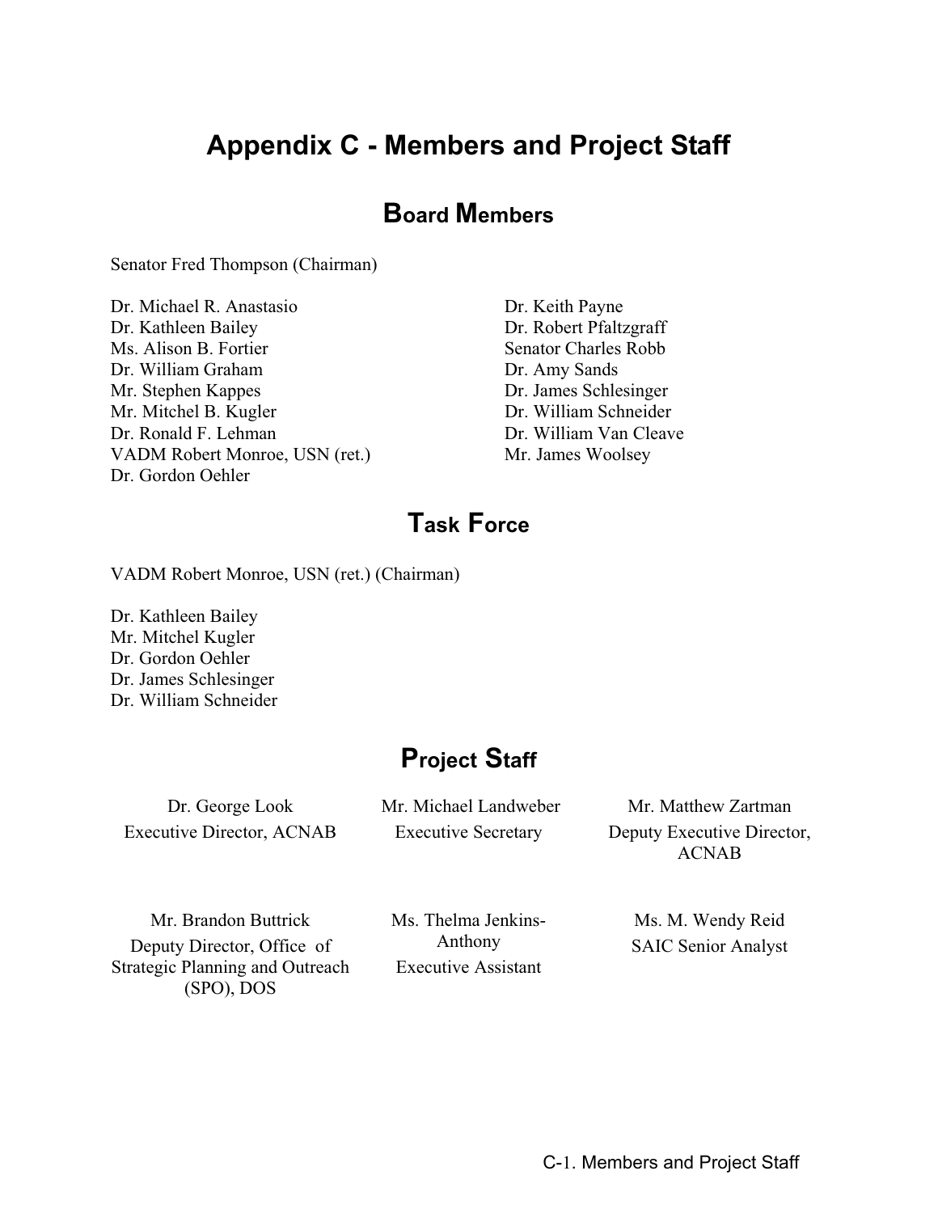# Appendix C - Members and Project Staff

## Board Members

Senator Fred Thompson (Chairman)

Dr. Michael R. Anastasio
Dr. Kathleen Bailey
Ms. Alison B. Fortier
Dr. William Graham
Mr. Stephen Kappes
Mr. Mitchel B. Kugler
Dr. Ronald F. Lehman
VADM Robert Monroe, USN (ret.)
Dr. Gordon Oehler
Dr. Keith Payne
Dr. Robert Pfaltzgraff
Senator Charles Robb
Dr. Amy Sands
Dr. James Schlesinger
Dr. William Schneider
Dr. William Van Cleave
Mr. James Woolsey

## Task Force

VADM Robert Monroe, USN (ret.) (Chairman)

Dr. Kathleen Bailey
Mr. Mitchel Kugler
Dr. Gordon Oehler
Dr. James Schlesinger
Dr. William Schneider

## Project Staff

Dr. George Look
Executive Director, ACNAB

Mr. Michael Landweber
Executive Secretary

Mr. Matthew Zartman
Deputy Executive Director, ACNAB

Mr. Brandon Buttrick
Deputy Director, Office of Strategic Planning and Outreach (SPO), DOS

Ms. Thelma Jenkins-Anthony
Executive Assistant

Ms. M. Wendy Reid
SAIC Senior Analyst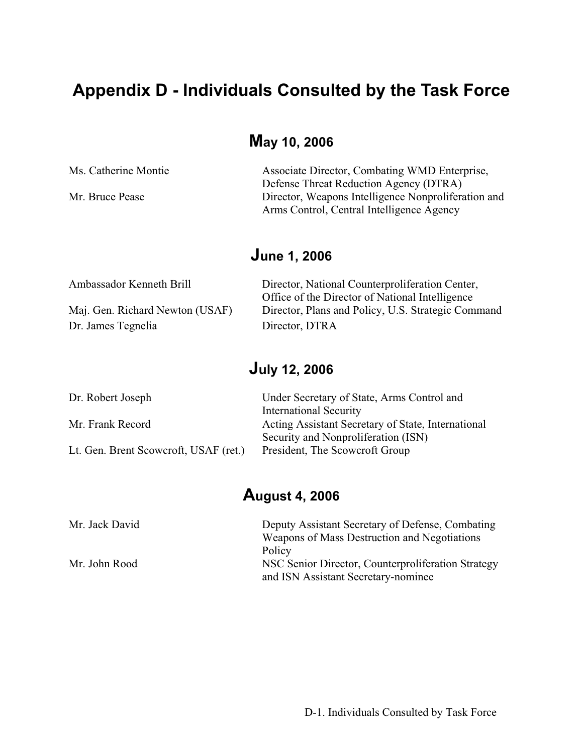# Appendix D - Individuals Consulted by the Task Force

## May 10, 2006

| | |
|---|---|
| Ms. Catherine Montie | Associate Director, Combating WMD Enterprise, Defense Threat Reduction Agency (DTRA) |
| Mr. Bruce Pease | Director, Weapons Intelligence Nonproliferation and Arms Control, Central Intelligence Agency |

## June 1, 2006

| | |
|---|---|
| Ambassador Kenneth Brill | Director, National Counterproliferation Center, Office of the Director of National Intelligence |
| Maj. Gen. Richard Newton (USAF) | Director, Plans and Policy, U.S. Strategic Command |
| Dr. James Tegnelia | Director, DTRA |

## July 12, 2006

| | |
|---|---|
| Dr. Robert Joseph | Under Secretary of State, Arms Control and International Security |
| Mr. Frank Record | Acting Assistant Secretary of State, International Security and Nonproliferation (ISN) |
| Lt. Gen. Brent Scowcroft, USAF (ret.) | President, The Scowcroft Group |

## August 4, 2006

| | |
|---|---|
| Mr. Jack David | Deputy Assistant Secretary of Defense, Combating Weapons of Mass Destruction and Negotiations Policy |
| Mr. John Rood | NSC Senior Director, Counterproliferation Strategy and ISN Assistant Secretary-nominee |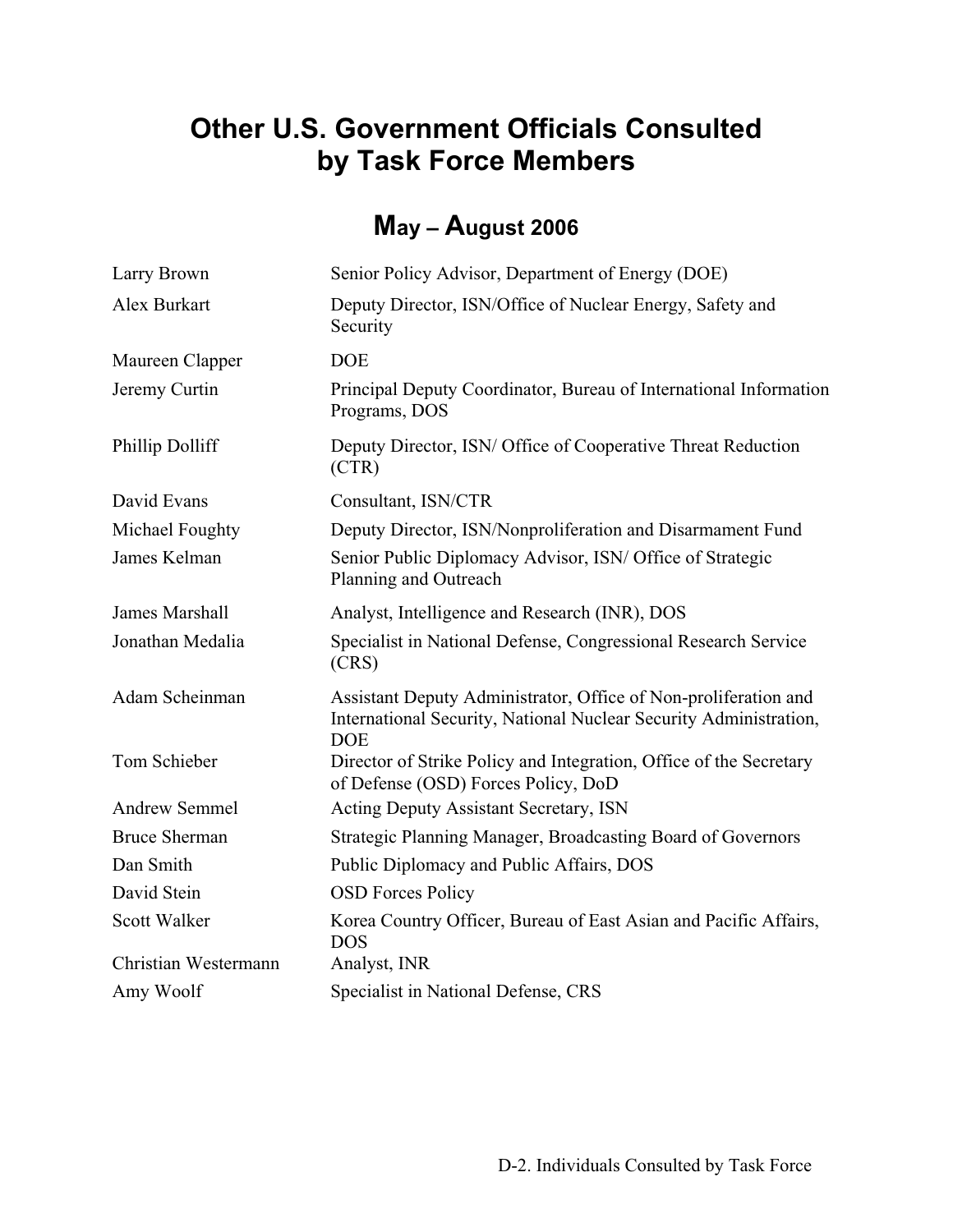# Other U.S. Government Officials Consulted by Task Force Members

## May – August 2006

| | |
|---|---|
| Larry Brown | Senior Policy Advisor, Department of Energy (DOE) |
| Alex Burkart | Deputy Director, ISN/Office of Nuclear Energy, Safety and Security |
| Maureen Clapper | DOE |
| Jeremy Curtin | Principal Deputy Coordinator, Bureau of International Information Programs, DOS |
| Phillip Dolliff | Deputy Director, ISN/ Office of Cooperative Threat Reduction (CTR) |
| David Evans | Consultant, ISN/CTR |
| Michael Foughty | Deputy Director, ISN/Nonproliferation and Disarmament Fund |
| James Kelman | Senior Public Diplomacy Advisor, ISN/ Office of Strategic Planning and Outreach |
| James Marshall | Analyst, Intelligence and Research (INR), DOS |
| Jonathan Medalia | Specialist in National Defense, Congressional Research Service (CRS) |
| Adam Scheinman | Assistant Deputy Administrator, Office of Non-proliferation and International Security, National Nuclear Security Administration, DOE |
| Tom Schieber | Director of Strike Policy and Integration, Office of the Secretary of Defense (OSD) Forces Policy, DoD |
| Andrew Semmel | Acting Deputy Assistant Secretary, ISN |
| Bruce Sherman | Strategic Planning Manager, Broadcasting Board of Governors |
| Dan Smith | Public Diplomacy and Public Affairs, DOS |
| David Stein | OSD Forces Policy |
| Scott Walker | Korea Country Officer, Bureau of East Asian and Pacific Affairs, DOS |
| Christian Westermann | Analyst, INR |
| Amy Woolf | Specialist in National Defense, CRS |

D-2. Individuals Consulted by Task Force